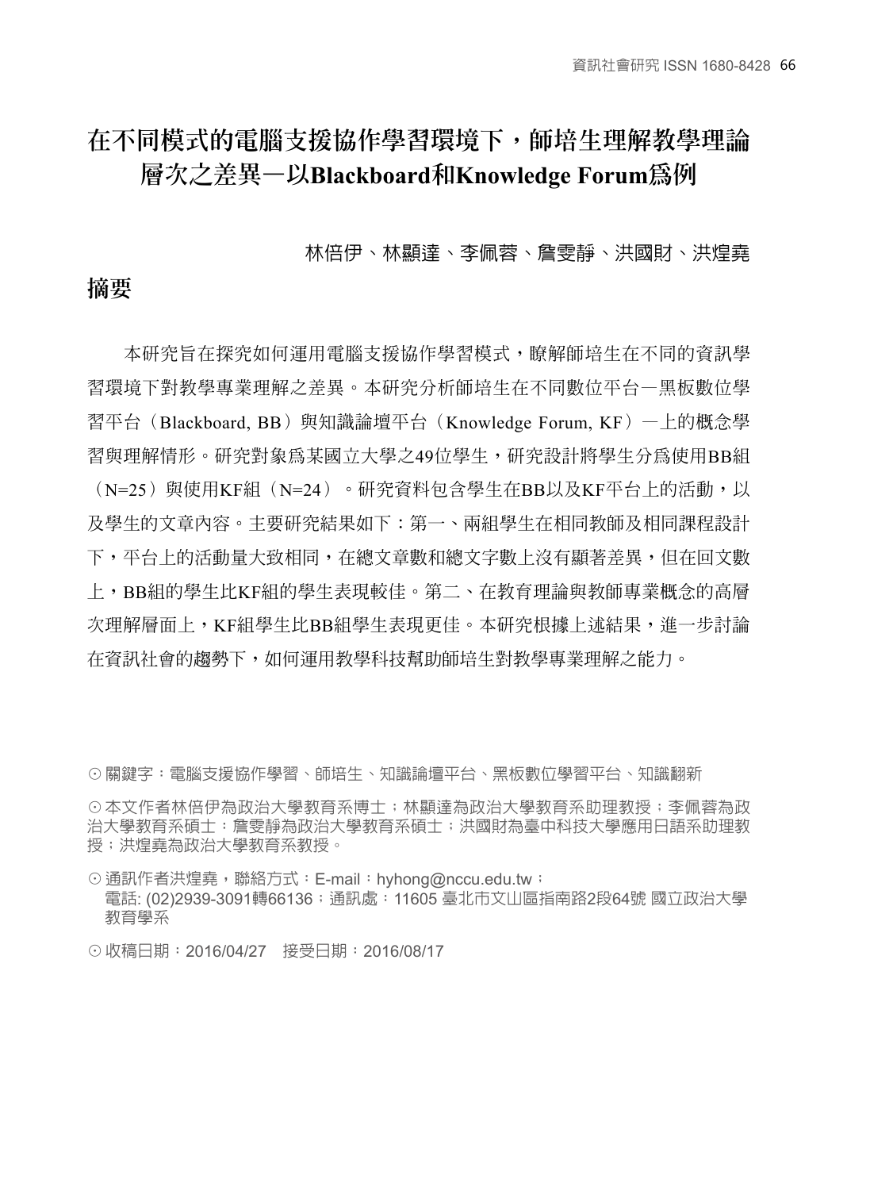# 在不同模式的電腦支援協作學習環境下，師培生理解教學理論層次之差異－以Blackboard和Knowledge Forum爲例

林倍伊、林顯達、李佩蓉、詹雯靜、洪國財、洪煌堯

## 摘要

本研究旨在探究如何運用電腦支援協作學習模式，瞭解師培生在不同的資訊學習環境下對教學專業理解之差異。本研究分析師培生在不同數位平台－黑板數位學習平台（Blackboard, BB）與知識論壇平台（Knowledge Forum, KF）－上的概念學習與理解情形。研究對象爲某國立大學之49位學生，研究設計將學生分爲使用BB組（N=25）與使用KF組（N=24）。研究資料包含學生在BB以及KF平台上的活動，以及學生的文章內容。主要研究結果如下：第一、兩組學生在相同教師及相同課程設計下，平台上的活動量大致相同，在總文章數和總文字數上沒有顯著差異，但在回文數上，BB組的學生比KF組的學生表現較佳。第二、在教育理論與教師專業概念的高層次理解層面上，KF組學生比BB組學生表現更佳。本研究根據上述結果，進一步討論在資訊社會的趨勢下，如何運用教學科技幫助師培生對教學專業理解之能力。

⊙ 關鍵字：電腦支援協作學習、師培生、知識論壇平台、黑板數位學習平台、知識翻新

⊙ 本文作者林倍伊為政治大學教育系博士；林顯達為政治大學教育系助理教授；李佩蓉為政治大學教育系碩士；詹雯靜為政治大學教育系碩士；洪國財為臺中科技大學應用日語系助理教授；洪煌堯為政治大學教育系教授。

⊙ 通訊作者洪煌堯，聯絡方式：E-mail：hyhong@nccu.edu.tw；電話: (02)2939-3091轉66136；通訊處：11605 臺北市文山區指南路2段64號 國立政治大學教育學系

⊙ 收稿日期：2016/04/27　接受日期：2016/08/17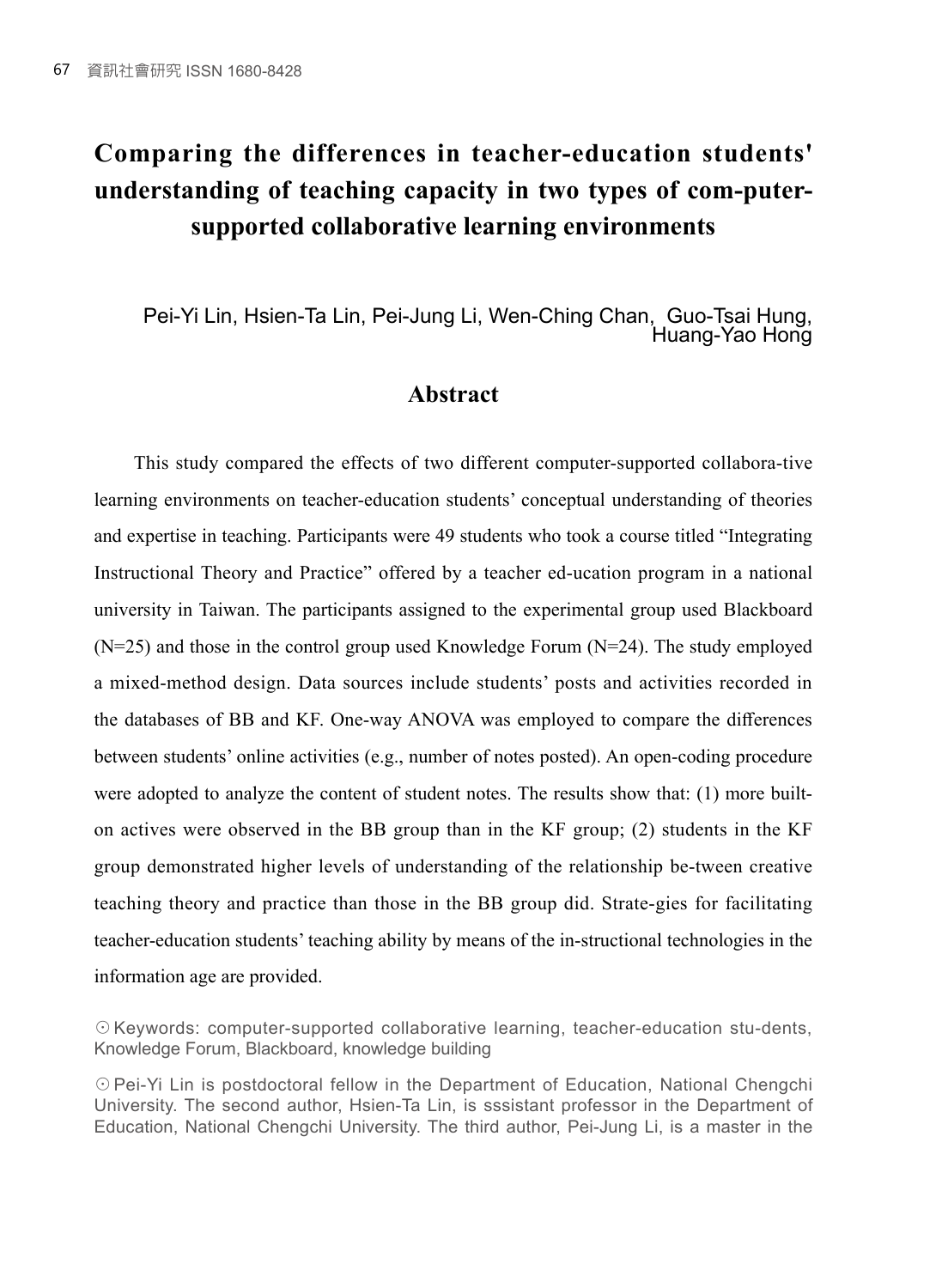# Comparing the differences in teacher-education students' understanding of teaching capacity in two types of com-puter-supported collaborative learning environments

Pei-Yi Lin, Hsien-Ta Lin, Pei-Jung Li, Wen-Ching Chan, Guo-Tsai Hung, Huang-Yao Hong

## Abstract

This study compared the effects of two different computer-supported collabora-tive learning environments on teacher-education students' conceptual understanding of theories and expertise in teaching. Participants were 49 students who took a course titled "Integrating Instructional Theory and Practice" offered by a teacher ed-ucation program in a national university in Taiwan. The participants assigned to the experimental group used Blackboard (N=25) and those in the control group used Knowledge Forum (N=24). The study employed a mixed-method design. Data sources include students' posts and activities recorded in the databases of BB and KF. One-way ANOVA was employed to compare the differences between students' online activities (e.g., number of notes posted). An open-coding procedure were adopted to analyze the content of student notes. The results show that: (1) more built-on actives were observed in the BB group than in the KF group; (2) students in the KF group demonstrated higher levels of understanding of the relationship be-tween creative teaching theory and practice than those in the BB group did. Strate-gies for facilitating teacher-education students' teaching ability by means of the in-structional technologies in the information age are provided.

⊙ Keywords: computer-supported collaborative learning, teacher-education stu-dents, Knowledge Forum, Blackboard, knowledge building

⊙ Pei-Yi Lin is postdoctoral fellow in the Department of Education, National Chengchi University. The second author, Hsien-Ta Lin, is sssistant professor in the Department of Education, National Chengchi University. The third author, Pei-Jung Li, is a master in the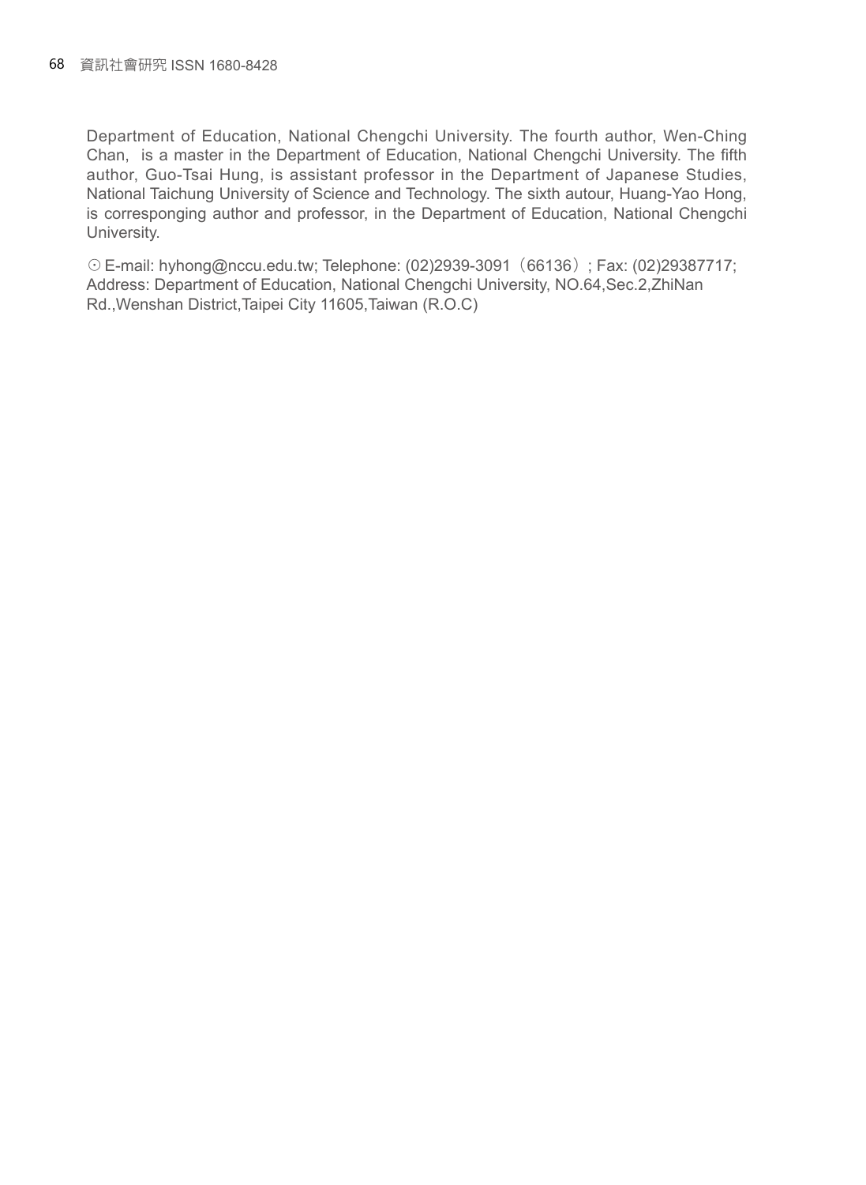Department of Education, National Chengchi University. The fourth author, Wen-Ching Chan, is a master in the Department of Education, National Chengchi University. The fifth author, Guo-Tsai Hung, is assistant professor in the Department of Japanese Studies, National Taichung University of Science and Technology. The sixth autour, Huang-Yao Hong, is corresponging author and professor, in the Department of Education, National Chengchi University.

⊙ E-mail: hyhong@nccu.edu.tw; Telephone: (02)2939-3091（66136）; Fax: (02)29387717; Address: Department of Education, National Chengchi University, NO.64,Sec.2,ZhiNan Rd.,Wenshan District,Taipei City 11605,Taiwan (R.O.C)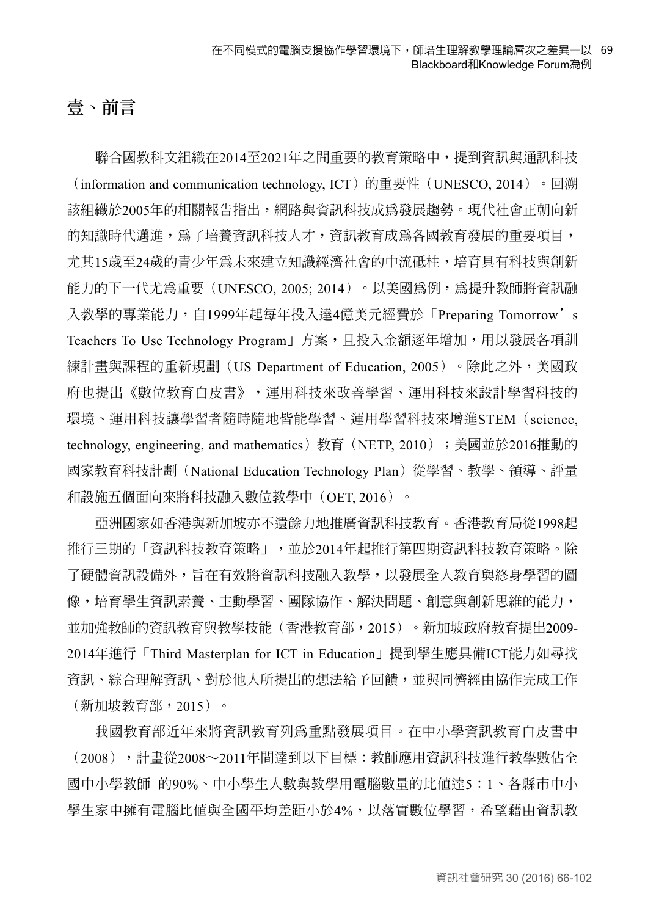# 壹、前言

聯合國教科文組織在2014至2021年之間重要的教育策略中，提到資訊與通訊科技（information and communication technology, ICT）的重要性（UNESCO, 2014）。回溯該組織於2005年的相關報告指出，網路與資訊科技成為發展趨勢。現代社會正朝向新的知識時代邁進，為了培養資訊科技人才，資訊教育成為各國教育發展的重要項目，尤其15歲至24歲的青少年為未來建立知識經濟社會的中流砥柱，培育具有科技與創新能力的下一代尤為重要（UNESCO, 2005; 2014）。以美國為例，為提升教師將資訊融入教學的專業能力，自1999年起每年投入達4億美元經費於「Preparing Tomorrow's Teachers To Use Technology Program」方案，且投入金額逐年增加，用以發展各項訓練計畫與課程的重新規劃（US Department of Education, 2005）。除此之外，美國政府也提出《數位教育白皮書》，運用科技來改善學習、運用科技來設計學習科技的環境、運用科技讓學習者隨時隨地皆能學習、運用學習科技來增進STEM（science, technology, engineering, and mathematics）教育（NETP, 2010）；美國並於2016推動的國家教育科技計劃（National Education Technology Plan）從學習、教學、領導、評量和設施五個面向來將科技融入數位教學中（OET, 2016）。

亞洲國家如香港與新加坡亦不遺餘力地推廣資訊科技教育。香港教育局從1998起推行三期的「資訊科技教育策略」，並於2014年起推行第四期資訊科技教育策略。除了硬體資訊設備外，旨在有效將資訊科技融入教學，以發展全人教育與終身學習的圖像，培育學生資訊素養、主動學習、團隊協作、解決問題、創意與創新思維的能力，並加強教師的資訊教育與教學技能（香港教育部，2015）。新加坡政府教育提出2009-2014年進行「Third Masterplan for ICT in Education」提到學生應具備ICT能力如尋找資訊、綜合理解資訊、對於他人所提出的想法給予回饋，並與同儕經由協作完成工作（新加坡教育部，2015）。

我國教育部近年來將資訊教育列為重點發展項目。在中小學資訊教育白皮書中（2008），計畫從2008～2011年間達到以下目標：教師應用資訊科技進行教學數佔全國中小學教師 的90%、中小學生人數與教學用電腦數量的比值達5：1、各縣市中小學生家中擁有電腦比值與全國平均差距小於4%，以落實數位學習，希望藉由資訊教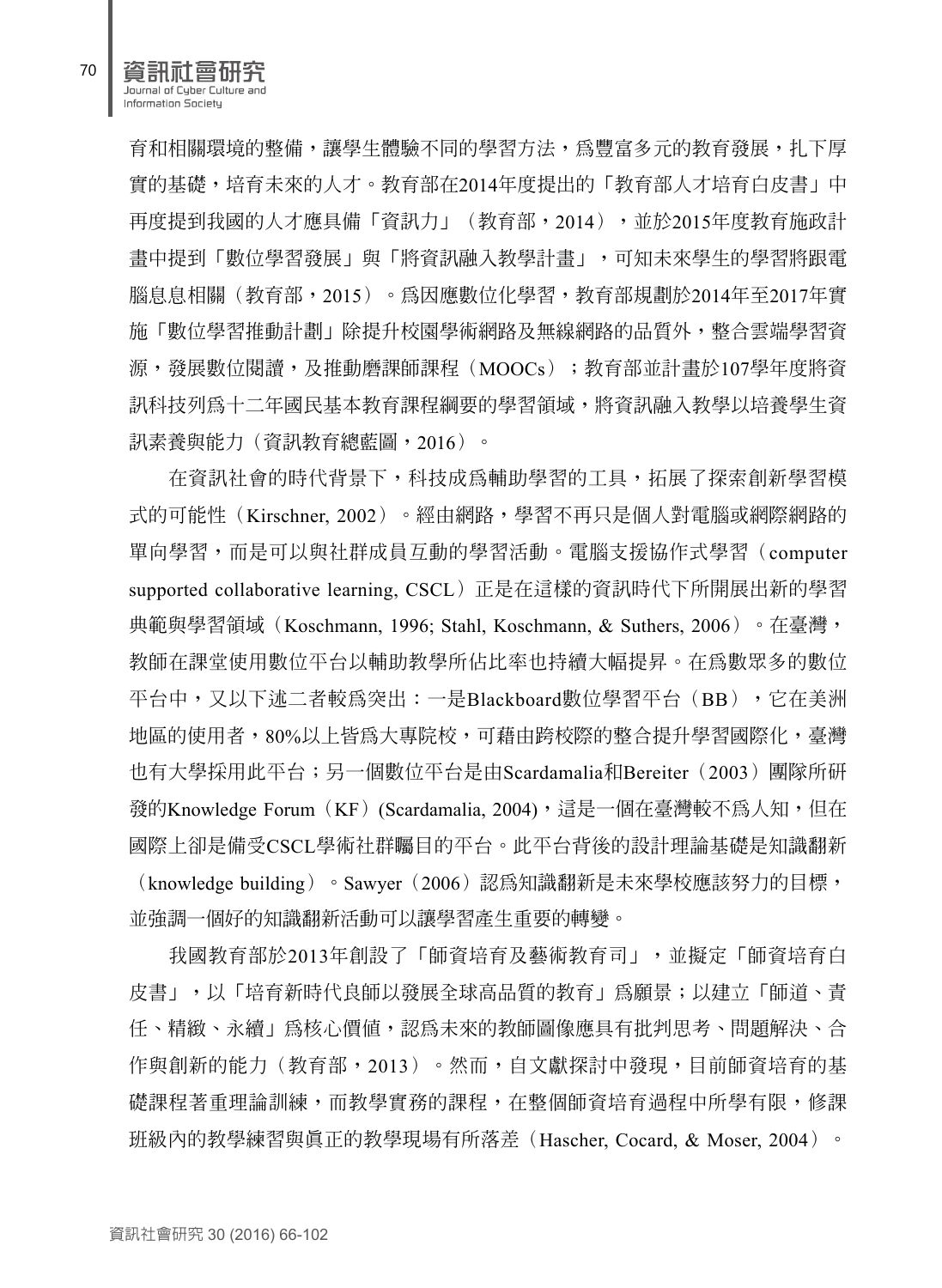育和相關環境的整備，讓學生體驗不同的學習方法，爲豐富多元的教育發展，扎下厚實的基礎，培育未來的人才。教育部在2014年度提出的「教育部人才培育白皮書」中再度提到我國的人才應具備「資訊力」（教育部，2014），並於2015年度教育施政計畫中提到「數位學習發展」與「將資訊融入教學計畫」，可知未來學生的學習將跟電腦息息相關（教育部，2015）。爲因應數位化學習，教育部規劃於2014年至2017年實施「數位學習推動計劃」除提升校園學術網路及無線網路的品質外，整合雲端學習資源，發展數位閱讀，及推動磨課師課程（MOOCs）；教育部並計畫於107學年度將資訊科技列爲十二年國民基本教育課程綱要的學習領域，將資訊融入教學以培養學生資訊素養與能力（資訊教育總藍圖，2016）。

在資訊社會的時代背景下，科技成爲輔助學習的工具，拓展了探索創新學習模式的可能性（Kirschner, 2002）。經由網路，學習不再只是個人對電腦或網際網路的單向學習，而是可以與社群成員互動的學習活動。電腦支援協作式學習（computer supported collaborative learning, CSCL）正是在這樣的資訊時代下所開展出新的學習典範與學習領域（Koschmann, 1996; Stahl, Koschmann, & Suthers, 2006）。在臺灣，教師在課堂使用數位平台以輔助教學所佔比率也持續大幅提昇。在爲數眾多的數位平台中，又以下述二者較爲突出：一是Blackboard數位學習平台（BB），它在美洲地區的使用者，80%以上皆爲大專院校，可藉由跨校際的整合提升學習國際化，臺灣也有大學採用此平台；另一個數位平台是由Scardamalia和Bereiter（2003）團隊所研發的Knowledge Forum（KF）(Scardamalia, 2004)，這是一個在臺灣較不爲人知，但在國際上卻是備受CSCL學術社群矚目的平台。此平台背後的設計理論基礎是知識翻新（knowledge building）。Sawyer（2006）認爲知識翻新是未來學校應該努力的目標，並強調一個好的知識翻新活動可以讓學習產生重要的轉變。

我國教育部於2013年創設了「師資培育及藝術教育司」，並擬定「師資培育白皮書」，以「培育新時代良師以發展全球高品質的教育」爲願景；以建立「師道、責任、精緻、永續」爲核心價值，認爲未來的教師圖像應具有批判思考、問題解決、合作與創新的能力（教育部，2013）。然而，自文獻探討中發現，目前師資培育的基礎課程著重理論訓練，而教學實務的課程，在整個師資培育過程中所學有限，修課班級內的教學練習與眞正的教學現場有所落差（Hascher, Cocard, & Moser, 2004）。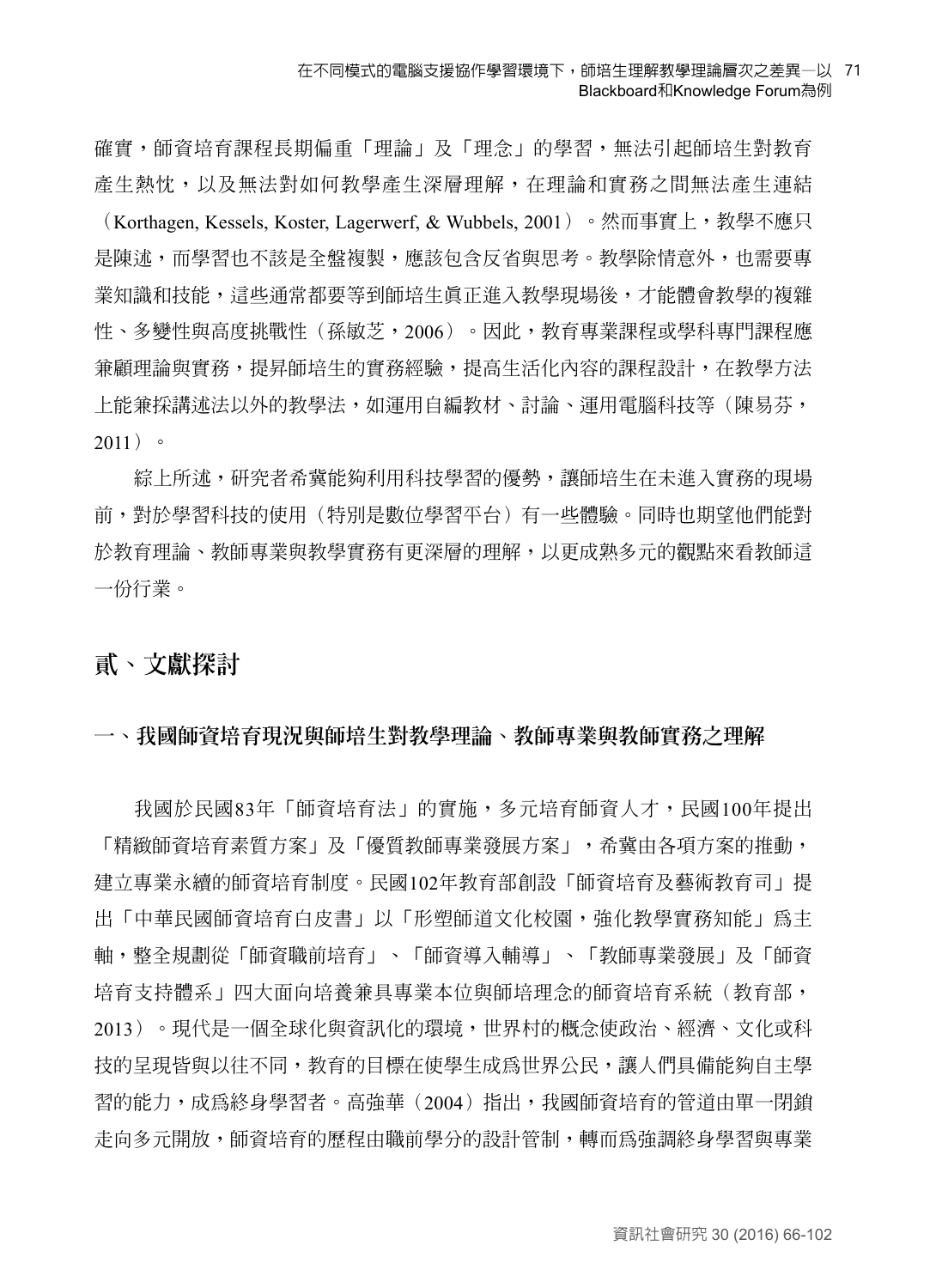確實，師資培育課程長期偏重「理論」及「理念」的學習，無法引起師培生對教育產生熱忱，以及無法對如何教學產生深層理解，在理論和實務之間無法產生連結（Korthagen, Kessels, Koster, Lagerwerf, & Wubbels, 2001）。然而事實上，教學不應只是陳述，而學習也不該是全盤複製，應該包含反省與思考。教學除情意外，也需要專業知識和技能，這些通常都要等到師培生真正進入教學現場後，才能體會教學的複雜性、多變性與高度挑戰性（孫敏芝，2006）。因此，教育專業課程或學科專門課程應兼顧理論與實務，提昇師培生的實務經驗，提高生活化內容的課程設計，在教學方法上能兼採講述法以外的教學法，如運用自編教材、討論、運用電腦科技等（陳易芬，2011）。

綜上所述，研究者希冀能夠利用科技學習的優勢，讓師培生在未進入實務的現場前，對於學習科技的使用（特別是數位學習平台）有一些體驗。同時也期望他們能對於教育理論、教師專業與教學實務有更深層的理解，以更成熟多元的觀點來看教師這一份行業。

## 貳、文獻探討

### 一、我國師資培育現況與師培生對教學理論、教師專業與教師實務之理解

我國於民國83年「師資培育法」的實施，多元培育師資人才，民國100年提出「精緻師資培育素質方案」及「優質教師專業發展方案」，希冀由各項方案的推動，建立專業永續的師資培育制度。民國102年教育部創設「師資培育及藝術教育司」提出「中華民國師資培育白皮書」以「形塑師道文化校園，強化教學實務知能」為主軸，整全規劃從「師資職前培育」、「師資導入輔導」、「教師專業發展」及「師資培育支持體系」四大面向培養兼具專業本位與師培理念的師資培育系統（教育部，2013）。現代是一個全球化與資訊化的環境，世界村的概念使政治、經濟、文化或科技的呈現皆與以往不同，教育的目標在使學生成為世界公民，讓人們具備能夠自主學習的能力，成為終身學習者。高強華（2004）指出，我國師資培育的管道由單一閉鎖走向多元開放，師資培育的歷程由職前學分的設計管制，轉而為強調終身學習與專業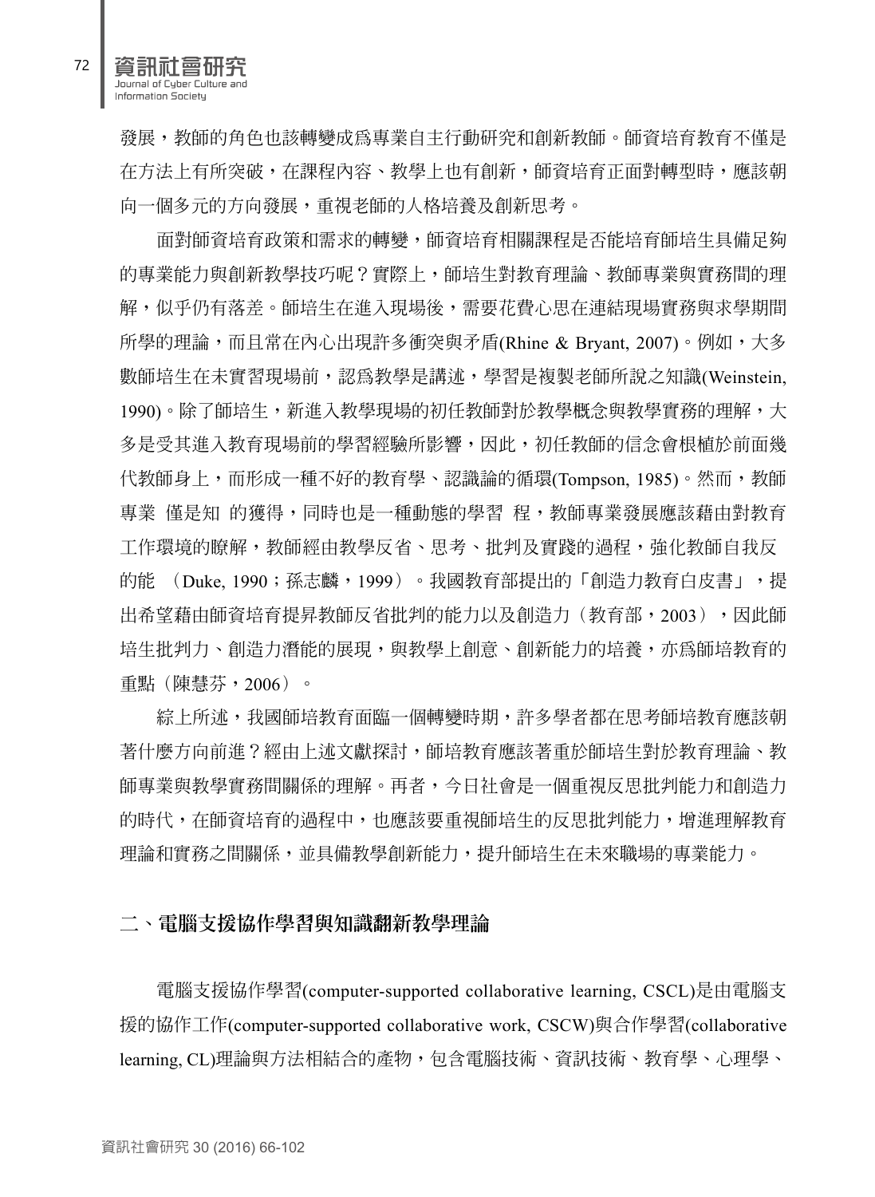發展，教師的角色也該轉變成爲專業自主行動研究和創新教師。師資培育教育不僅是在方法上有所突破，在課程內容、教學上也有創新，師資培育正面對轉型時，應該朝向一個多元的方向發展，重視老師的人格培養及創新思考。

面對師資培育政策和需求的轉變，師資培育相關課程是否能培育師培生具備足夠的專業能力與創新教學技巧呢？實際上，師培生對教育理論、教師專業與實務間的理解，似乎仍有落差。師培生在進入現場後，需要花費心思在連結現場實務與求學期間所學的理論，而且常在內心出現許多衝突與矛盾(Rhine & Bryant, 2007)。例如，大多數師培生在未實習現場前，認爲教學是講述，學習是複製老師所說之知識(Weinstein, 1990)。除了師培生，新進入教學現場的初任教師對於教學概念與教學實務的理解，大多是受其進入教育現場前的學習經驗所影響，因此，初任教師的信念會根植於前面幾代教師身上，而形成一種不好的教育學、認識論的循環(Tompson, 1985)。然而，教師專業 僅是知 的獲得，同時也是一種動態的學習 程，教師專業發展應該藉由對教育工作環境的瞭解，教師經由教學反省、思考、批判及實踐的過程，強化教師自我反的能 （Duke, 1990；孫志麟，1999）。我國教育部提出的「創造力教育白皮書」，提出希望藉由師資培育提昇教師反省批判的能力以及創造力（教育部，2003），因此師培生批判力、創造力潛能的展現，與教學上創意、創新能力的培養，亦爲師培教育的重點（陳慧芬，2006）。

綜上所述，我國師培教育面臨一個轉變時期，許多學者都在思考師培教育應該朝著什麼方向前進？經由上述文獻探討，師培教育應該著重於師培生對於教育理論、教師專業與教學實務間關係的理解。再者，今日社會是一個重視反思批判能力和創造力的時代，在師資培育的過程中，也應該要重視師培生的反思批判能力，增進理解教育理論和實務之間關係，並具備教學創新能力，提升師培生在未來職場的專業能力。

## 二、電腦支援協作學習與知識翻新教學理論

電腦支援協作學習(computer-supported collaborative learning, CSCL)是由電腦支援的協作工作(computer-supported collaborative work, CSCW)與合作學習(collaborative learning, CL)理論與方法相結合的產物，包含電腦技術、資訊技術、教育學、心理學、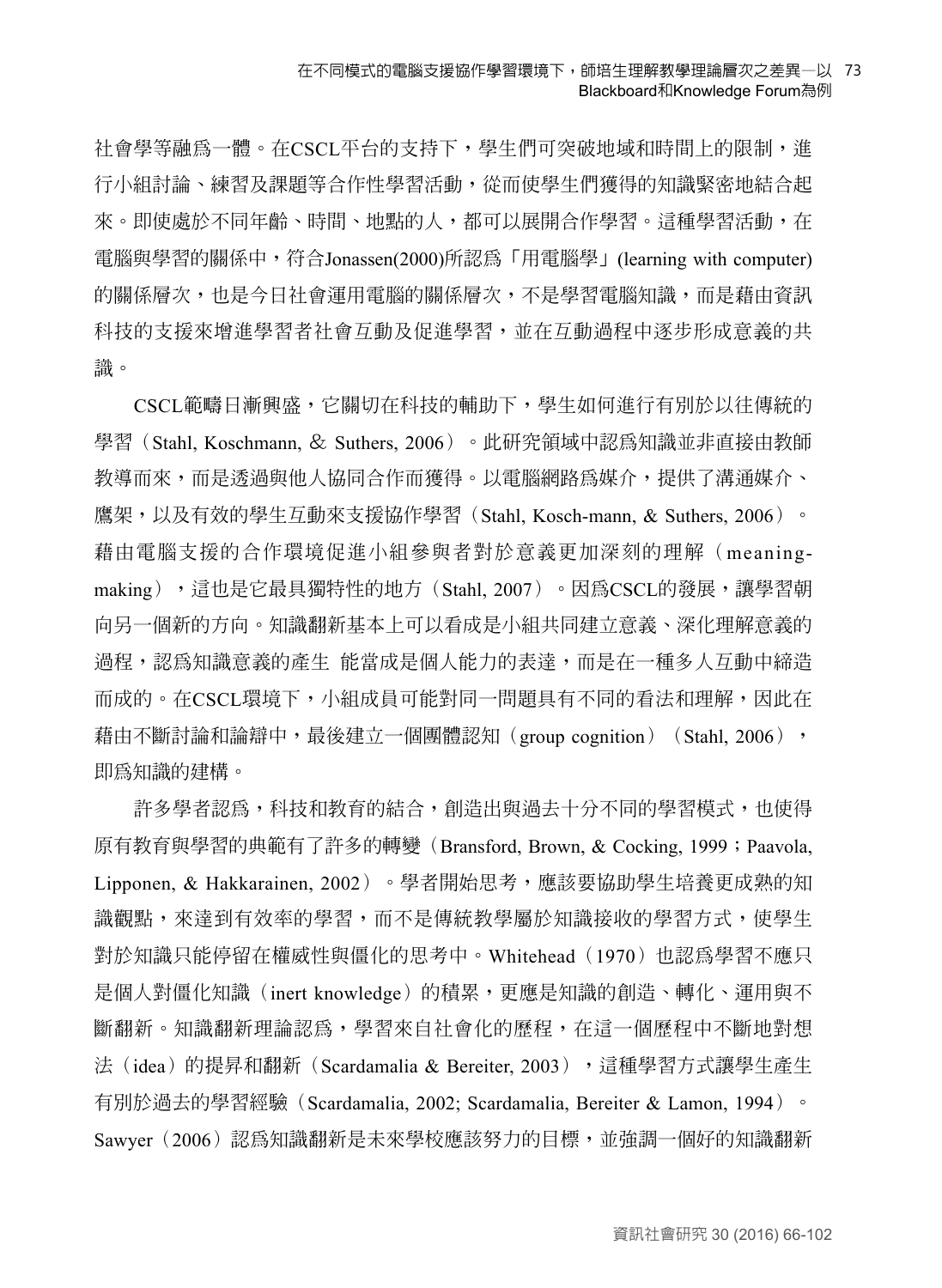社會學等融爲一體。在CSCL平台的支持下，學生們可突破地域和時間上的限制，進行小組討論、練習及課題等合作性學習活動，從而使學生們獲得的知識緊密地結合起來。即使處於不同年齡、時間、地點的人，都可以展開合作學習。這種學習活動，在電腦與學習的關係中，符合Jonassen(2000)所認爲「用電腦學」(learning with computer)的關係層次，也是今日社會運用電腦的關係層次，不是學習電腦知識，而是藉由資訊科技的支援來增進學習者社會互動及促進學習，並在互動過程中逐步形成意義的共識。

CSCL範疇日漸興盛，它關切在科技的輔助下，學生如何進行有別於以往傳統的學習（Stahl, Koschmann, ＆ Suthers, 2006）。此研究領域中認爲知識並非直接由教師教導而來，而是透過與他人協同合作而獲得。以電腦網路爲媒介，提供了溝通媒介、鷹架，以及有效的學生互動來支援協作學習（Stahl, Kosch-mann, & Suthers, 2006）。藉由電腦支援的合作環境促進小組參與者對於意義更加深刻的理解（meaning-making），這也是它最具獨特性的地方（Stahl, 2007）。因爲CSCL的發展，讓學習朝向另一個新的方向。知識翻新基本上可以看成是小組共同建立意義、深化理解意義的過程，認爲知識意義的產生 能當成是個人能力的表達，而是在一種多人互動中締造而成的。在CSCL環境下，小組成員可能對同一問題具有不同的看法和理解，因此在藉由不斷討論和論辯中，最後建立一個團體認知（group cognition）（Stahl, 2006），即爲知識的建構。

許多學者認爲，科技和教育的結合，創造出與過去十分不同的學習模式，也使得原有教育與學習的典範有了許多的轉變（Bransford, Brown, & Cocking, 1999；Paavola, Lipponen, & Hakkarainen, 2002）。學者開始思考，應該要協助學生培養更成熟的知識觀點，來達到有效率的學習，而不是傳統教學屬於知識接收的學習方式，使學生對於知識只能停留在權威性與僵化的思考中。Whitehead（1970）也認爲學習不應只是個人對僵化知識（inert knowledge）的積累，更應是知識的創造、轉化、運用與不斷翻新。知識翻新理論認爲，學習來自社會化的歷程，在這一個歷程中不斷地對想法（idea）的提昇和翻新（Scardamalia & Bereiter, 2003），這種學習方式讓學生產生有別於過去的學習經驗（Scardamalia, 2002; Scardamalia, Bereiter & Lamon, 1994）。Sawyer（2006）認爲知識翻新是未來學校應該努力的目標，並強調一個好的知識翻新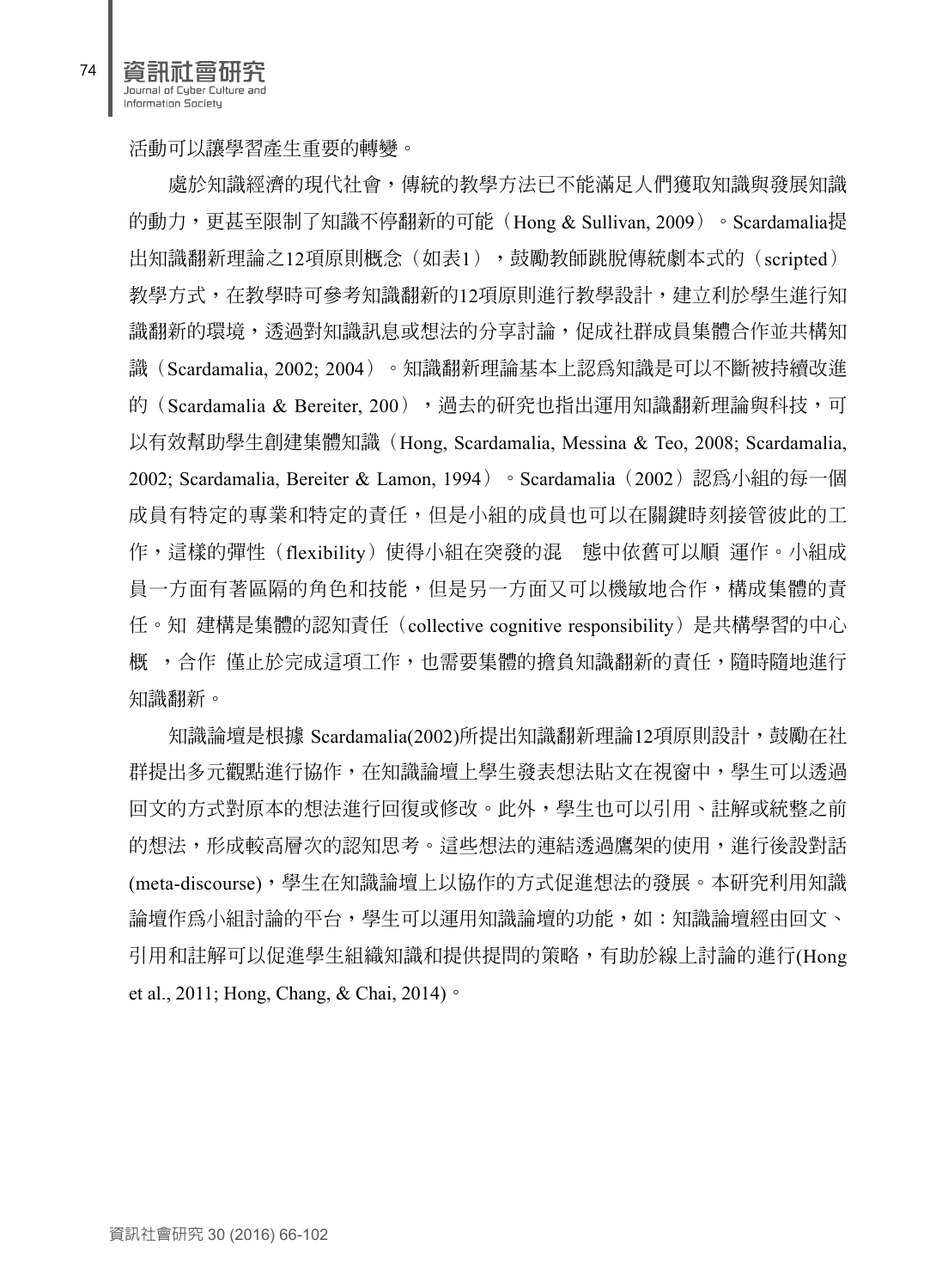活動可以讓學習產生重要的轉變。

處於知識經濟的現代社會，傳統的教學方法已不能滿足人們獲取知識與發展知識的動力，更甚至限制了知識不停翻新的可能（Hong & Sullivan, 2009）。Scardamalia提出知識翻新理論之12項原則概念（如表1），鼓勵教師跳脫傳統劇本式的（scripted）教學方式，在教學時可參考知識翻新的12項原則進行教學設計，建立利於學生進行知識翻新的環境，透過對知識訊息或想法的分享討論，促成社群成員集體合作並共構知識（Scardamalia, 2002; 2004）。知識翻新理論基本上認爲知識是可以不斷被持續改進的（Scardamalia & Bereiter, 200），過去的研究也指出運用知識翻新理論與科技，可以有效幫助學生創建集體知識（Hong, Scardamalia, Messina & Teo, 2008; Scardamalia, 2002; Scardamalia, Bereiter & Lamon, 1994）。Scardamalia（2002）認爲小組的每一個成員有特定的專業和特定的責任，但是小組的成員也可以在關鍵時刻接管彼此的工作，這樣的彈性（flexibility）使得小組在突發的混　態中依舊可以順　運作。小組成員一方面有著區隔的角色和技能，但是另一方面又可以機敏地合作，構成集體的責任。知　建構是集體的認知責任（collective cognitive responsibility）是共構學習的中心概　，合作　僅止於完成這項工作，也需要集體的擔負知識翻新的責任，隨時隨地進行知識翻新。

知識論壇是根據 Scardamalia(2002)所提出知識翻新理論12項原則設計，鼓勵在社群提出多元觀點進行協作，在知識論壇上學生發表想法貼文在視窗中，學生可以透過回文的方式對原本的想法進行回復或修改。此外，學生也可以引用、註解或統整之前的想法，形成較高層次的認知思考。這些想法的連結透過鷹架的使用，進行後設對話(meta-discourse)，學生在知識論壇上以協作的方式促進想法的發展。本研究利用知識論壇作爲小組討論的平台，學生可以運用知識論壇的功能，如：知識論壇經由回文、引用和註解可以促進學生組織知識和提供提問的策略，有助於線上討論的進行(Hong et al., 2011; Hong, Chang, & Chai, 2014)。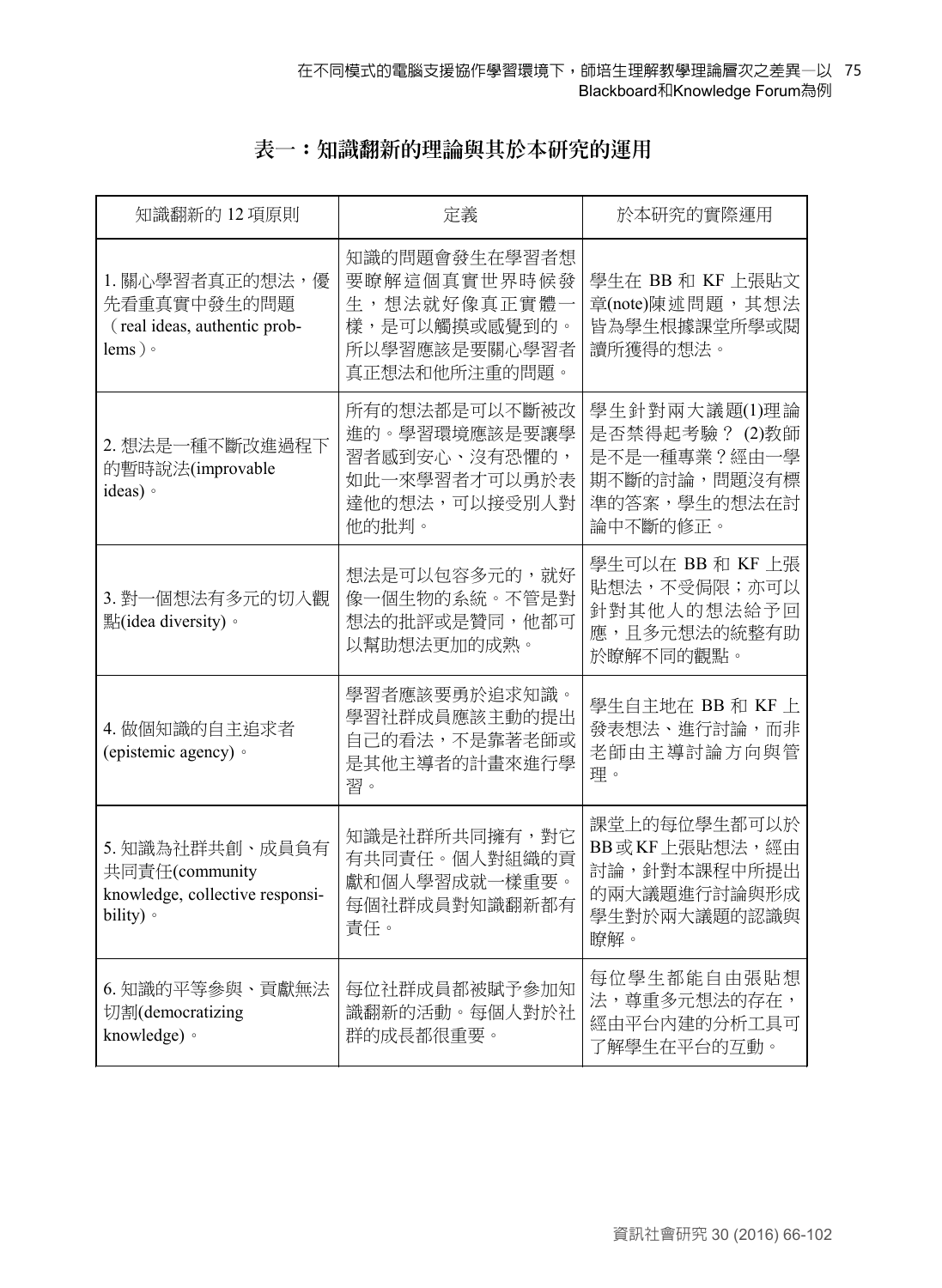## 表一：知識翻新的理論與其於本研究的運用

| 知識翻新的 12 項原則 | 定義 | 於本研究的實際運用 |
|---|---|---|
| 1. 關心學習者真正的想法，優先看重真實中發生的問題（real ideas, authentic problems）。 | 知識的問題會發生在學習者想要瞭解這個真實世界時候發生，想法就好像真正實體一樣，是可以觸摸或感覺到的。所以學習應該是要關心學習者真正想法和他所注重的問題。 | 學生在 BB 和 KF 上張貼文章(note)陳述問題，其想法皆為學生根據課堂所學或閱讀所獲得的想法。 |
| 2. 想法是一種不斷改進過程下的暫時說法(improvable ideas)。 | 所有的想法都是可以不斷被改進的。學習環境應該是要讓學習者感到安心、沒有恐懼的，如此一來學習者才可以勇於表達他的想法，可以接受別人對他的批判。 | 學生針對兩大議題(1)理論是否禁得起考驗？ (2)教師是不是一種專業？經由一學期不斷的討論，問題沒有標準的答案，學生的想法在討論中不斷的修正。 |
| 3. 對一個想法有多元的切入觀點(idea diversity)。 | 想法是可以包容多元的，就好像一個生物的系統。不管是對想法的批評或是贊同，他都可以幫助想法更加的成熟。 | 學生可以在 BB 和 KF 上張貼想法，不受侷限；亦可以針對其他人的想法給予回應，且多元想法的統整有助於瞭解不同的觀點。 |
| 4. 做個知識的自主追求者(epistemic agency)。 | 學習者應該要勇於追求知識。學習社群成員應該主動的提出自己的看法，不是靠著老師或是其他主導者的計畫來進行學習。 | 學生自主地在 BB 和 KF 上發表想法、進行討論，而非老師由主導討論方向與管理。 |
| 5. 知識為社群共創、成員負有共同責任(community knowledge, collective responsibility)。 | 知識是社群所共同擁有，對它有共同責任。個人對組織的貢獻和個人學習成就一樣重要。每個社群成員對知識翻新都有責任。 | 課堂上的每位學生都可以於 BB 或 KF 上張貼想法，經由討論，針對本課程中所提出的兩大議題進行討論與形成學生對於兩大議題的認識與瞭解。 |
| 6. 知識的平等參與、貢獻無法切割(democratizing knowledge)。 | 每位社群成員都被賦予參加知識翻新的活動。每個人對於社群的成長都很重要。 | 每位學生都能自由張貼想法，尊重多元想法的存在，經由平台內建的分析工具可了解學生在平台的互動。 |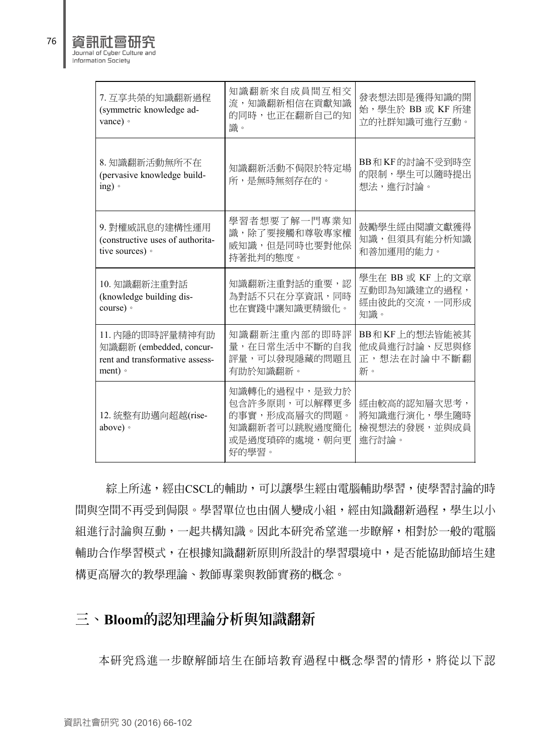| | | |
|---|---|---|
| 7. 互享共榮的知識翻新過程 (symmetric knowledge advance)。 | 知識翻新來自成員間互相交流，知識翻新相信在貢獻知識的同時，也正在翻新自己的知識。 | 發表想法即是獲得知識的開始，學生於 BB 或 KF 所建立的社群知識可進行互動。 |
| 8. 知識翻新活動無所不在 (pervasive knowledge building)。 | 知識翻新活動不侷限於特定場所，是無時無刻存在的。 | BB和KF的討論不受到時空的限制，學生可以隨時提出想法，進行討論。 |
| 9. 對權威訊息的建構性運用 (constructive uses of authoritative sources)。 | 學習者想要了解一門專業知識，除了要接觸和尊敬專家權威知識，但是同時也要對他保持著批判的態度。 | 鼓勵學生經由閱讀文獻獲得知識，但須具有能分析知識和善加運用的能力。 |
| 10. 知識翻新注重對話 (knowledge building discourse)。 | 知識翻新注重對話的重要，認為對話不只在分享資訊，同時也在實踐中讓知識更精緻化。 | 學生在 BB 或 KF 上的文章互動即為知識建立的過程，經由彼此的交流，一同形成知識。 |
| 11. 內隱的即時評量精神有助知識翻新 (embedded, concurrent and transformative assessment)。 | 知識翻新注重內部的即時評量，在日常生活中不斷的自我評量，可以發現隱藏的問題且有助於知識翻新。 | BB和KF上的想法皆能被其他成員進行討論、反思與修正，想法在討論中不斷翻新。 |
| 12. 統整有助邁向超越(rise-above)。 | 知識轉化的過程中，是致力於包含許多原則，可以解釋更多的事實，形成高層次的問題。知識翻新者可以跳脫過度簡化或是過度瑣碎的處境，朝向更好的學習。 | 經由較高的認知層次思考，將知識進行演化，學生隨時檢視想法的發展，並與成員進行討論。 |

綜上所述，經由CSCL的輔助，可以讓學生經由電腦輔助學習，使學習討論的時間與空間不再受到侷限。學習單位也由個人變成小組，經由知識翻新過程，學生以小組進行討論與互動，一起共構知識。因此本研究希望進一步瞭解，相對於一般的電腦輔助合作學習模式，在根據知識翻新原則所設計的學習環境中，是否能協助師培生建構更高層次的教學理論、教師專業與教師實務的概念。

## 三、Bloom的認知理論分析與知識翻新

本研究為進一步瞭解師培生在師培教育過程中概念學習的情形，將從以下認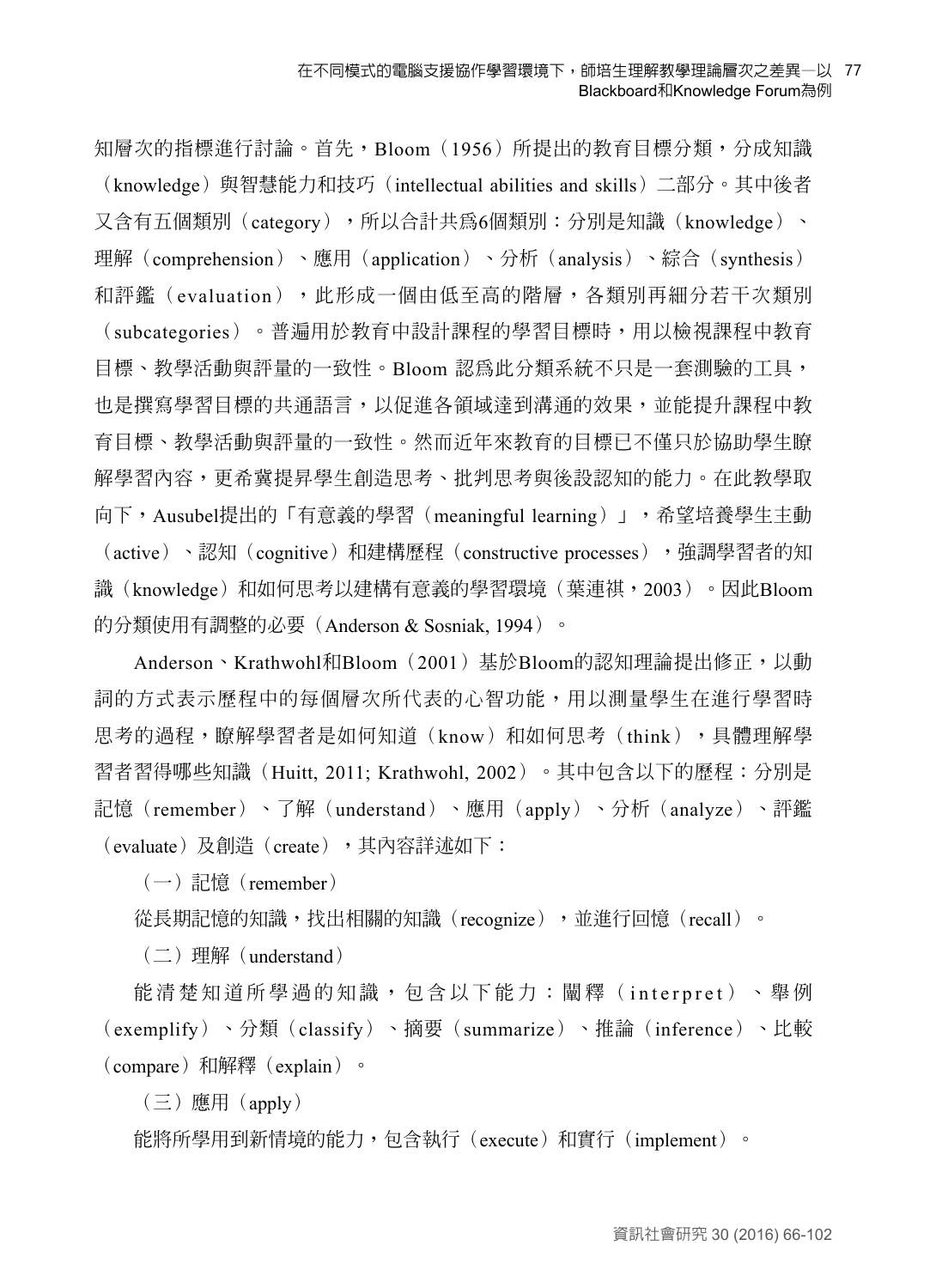知層次的指標進行討論。首先，Bloom（1956）所提出的教育目標分類，分成知識（knowledge）與智慧能力和技巧（intellectual abilities and skills）二部分。其中後者又含有五個類別（category），所以合計共為6個類別：分別是知識（knowledge）、理解（comprehension）、應用（application）、分析（analysis）、綜合（synthesis）和評鑑（evaluation），此形成一個由低至高的階層，各類別再細分若干次類別（subcategories）。普遍用於教育中設計課程的學習目標時，用以檢視課程中教育目標、教學活動與評量的一致性。Bloom 認為此分類系統不只是一套測驗的工具，也是撰寫學習目標的共通語言，以促進各領域達到溝通的效果，並能提升課程中教育目標、教學活動與評量的一致性。然而近年來教育的目標已不僅只於協助學生瞭解學習內容，更希冀提昇學生創造思考、批判思考與後設認知的能力。在此教學取向下，Ausubel提出的「有意義的學習（meaningful learning）」，希望培養學生主動（active）、認知（cognitive）和建構歷程（constructive processes），強調學習者的知識（knowledge）和如何思考以建構有意義的學習環境（葉連祺，2003）。因此Bloom的分類使用有調整的必要（Anderson & Sosniak, 1994）。

Anderson、Krathwohl和Bloom（2001）基於Bloom的認知理論提出修正，以動詞的方式表示歷程中的每個層次所代表的心智功能，用以測量學生在進行學習時思考的過程，瞭解學習者是如何知道（know）和如何思考（think），具體理解學習者習得哪些知識（Huitt, 2011; Krathwohl, 2002）。其中包含以下的歷程：分別是記憶（remember）、了解（understand）、應用（apply）、分析（analyze）、評鑑（evaluate）及創造（create），其內容詳述如下：

（一）記憶（remember）

從長期記憶的知識，找出相關的知識（recognize），並進行回憶（recall）。

（二）理解（understand）

能清楚知道所學過的知識，包含以下能力：闡釋（interpret）、舉例（exemplify）、分類（classify）、摘要（summarize）、推論（inference）、比較（compare）和解釋（explain）。

（三）應用（apply）

能將所學用到新情境的能力，包含執行（execute）和實行（implement）。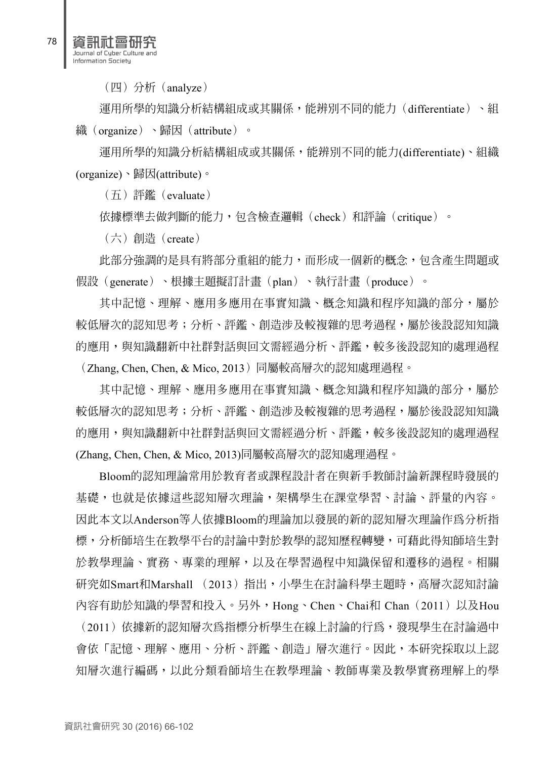（四）分析（analyze）

運用所學的知識分析結構組成或其關係，能辨別不同的能力（differentiate）、組織（organize）、歸因（attribute）。

運用所學的知識分析結構組成或其關係，能辨別不同的能力(differentiate)、組織(organize)、歸因(attribute)。

（五）評鑑（evaluate）

依據標準去做判斷的能力，包含檢查邏輯（check）和評論（critique）。

（六）創造（create）

此部分強調的是具有將部分重組的能力，而形成一個新的概念，包含產生問題或假設（generate）、根據主題擬訂計畫（plan）、執行計畫（produce）。

其中記憶、理解、應用多應用在事實知識、概念知識和程序知識的部分，屬於較低層次的認知思考；分析、評鑑、創造涉及較複雜的思考過程，屬於後設認知知識的應用，與知識翻新中社群對話與回文需經過分析、評鑑，較多後設認知的處理過程（Zhang, Chen, Chen, & Mico, 2013）同屬較高層次的認知處理過程。

其中記憶、理解、應用多應用在事實知識、概念知識和程序知識的部分，屬於較低層次的認知思考；分析、評鑑、創造涉及較複雜的思考過程，屬於後設認知知識的應用，與知識翻新中社群對話與回文需經過分析、評鑑，較多後設認知的處理過程(Zhang, Chen, Chen, & Mico, 2013)同屬較高層次的認知處理過程。

Bloom的認知理論常用於教育者或課程設計者在與新手教師討論新課程時發展的基礎，也就是依據這些認知層次理論，架構學生在課堂學習、討論、評量的內容。因此本文以Anderson等人依據Bloom的理論加以發展的新的認知層次理論作爲分析指標，分析師培生在教學平台的討論中對於教學的認知歷程轉變，可藉此得知師培生對於教學理論、實務、專業的理解，以及在學習過程中知識保留和遷移的過程。相關研究如Smart和Marshall （2013）指出，小學生在討論科學主題時，高層次認知討論內容有助於知識的學習和投入。另外，Hong、Chen、Chai和 Chan（2011）以及Hou（2011）依據新的認知層次爲指標分析學生在線上討論的行爲，發現學生在討論過中會依「記憶、理解、應用、分析、評鑑、創造」層次進行。因此，本研究採取以上認知層次進行編碼，以此分類看師培生在教學理論、教師專業及教學實務理解上的學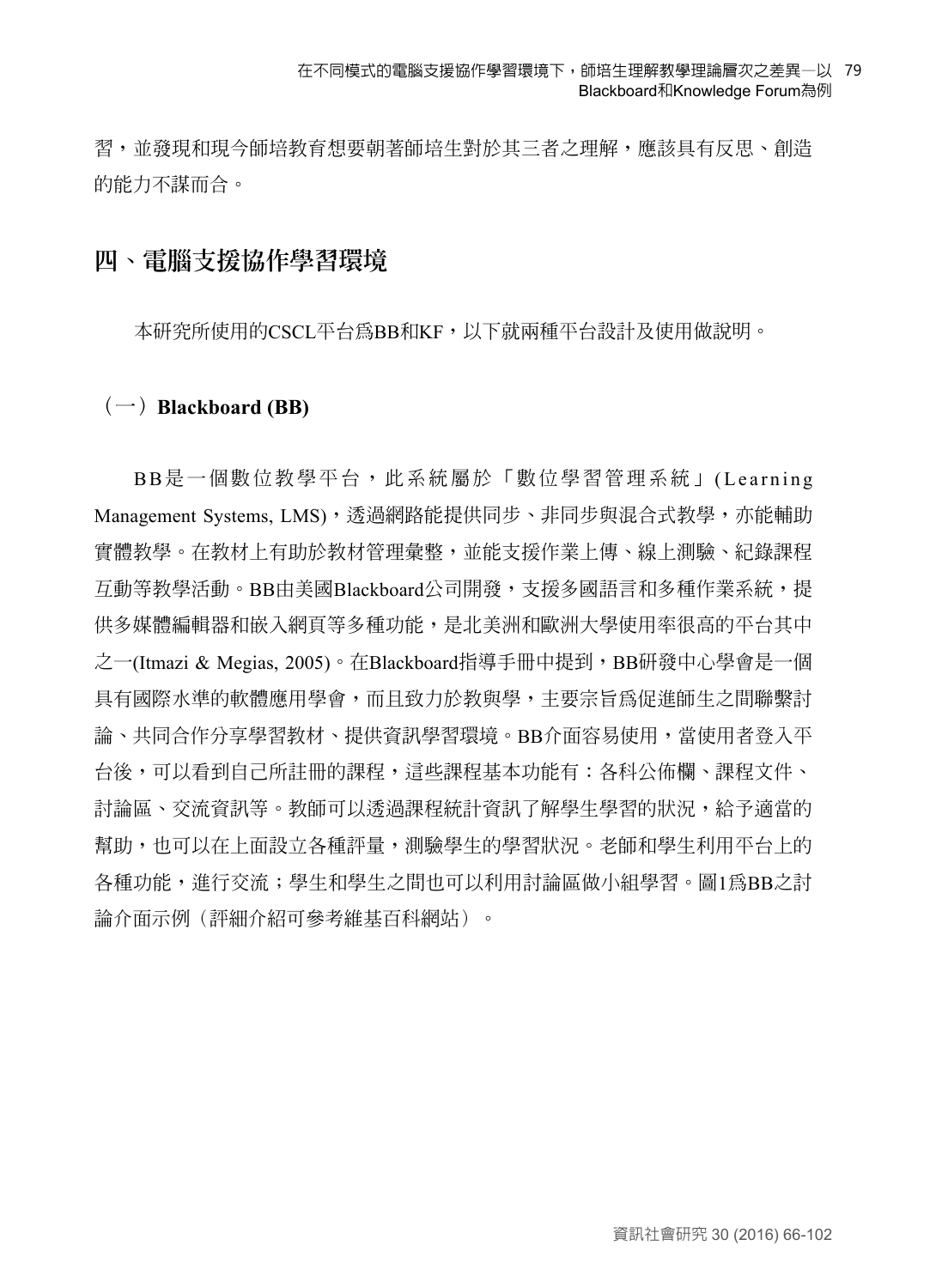習，並發現和現今師培教育想要朝著師培生對於其三者之理解，應該具有反思、創造的能力不謀而合。

## 四、電腦支援協作學習環境

本研究所使用的CSCL平台為BB和KF，以下就兩種平台設計及使用做說明。

### （一）**Blackboard (BB)**

BB是一個數位教學平台，此系統屬於「數位學習管理系統」(Learning Management Systems, LMS)，透過網路能提供同步、非同步與混合式教學，亦能輔助實體教學。在教材上有助於教材管理彙整，並能支援作業上傳、線上測驗、紀錄課程互動等教學活動。BB由美國Blackboard公司開發，支援多國語言和多種作業系統，提供多媒體編輯器和嵌入網頁等多種功能，是北美洲和歐洲大學使用率很高的平台其中之一(Itmazi & Megias, 2005)。在Blackboard指導手冊中提到，BB研發中心學會是一個具有國際水準的軟體應用學會，而且致力於教與學，主要宗旨為促進師生之間聯繫討論、共同合作分享學習教材、提供資訊學習環境。BB介面容易使用，當使用者登入平台後，可以看到自己所註冊的課程，這些課程基本功能有：各科公佈欄、課程文件、討論區、交流資訊等。教師可以透過課程統計資訊了解學生學習的狀況，給予適當的幫助，也可以在上面設立各種評量，測驗學生的學習狀況。老師和學生利用平台上的各種功能，進行交流；學生和學生之間也可以利用討論區做小組學習。圖1為BB之討論介面示例（評細介紹可參考維基百科網站）。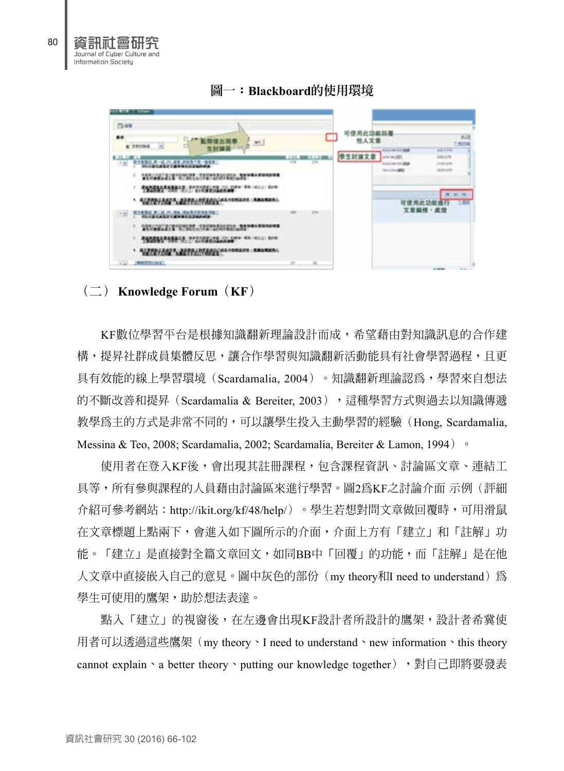圖一：Blackboard的使用環境

（二） Knowledge Forum（KF）

KF數位學習平台是根據知識翻新理論設計而成，希望藉由對知識訊息的合作建構，提昇社群成員集體反思，讓合作學習與知識翻新活動能具有社會學習過程，且更具有效能的線上學習環境（Scardamalia, 2004）。知識翻新理論認爲，學習來自想法的不斷改善和提昇（Scardamalia & Bereiter, 2003），這種學習方式與過去以知識傳遞教學爲主的方式是非常不同的，可以讓學生投入主動學習的經驗（Hong, Scardamalia, Messina & Teo, 2008; Scardamalia, 2002; Scardamalia, Bereiter & Lamon, 1994）。

使用者在登入KF後，會出現其註冊課程，包含課程資訊、討論區文章、連結工具等，所有參與課程的人員藉由討論區來進行學習。圖2爲KF之討論介面 示例（評細介紹可參考網站：http://ikit.org/kf/48/help/）。學生若想對問文章做回覆時，可用滑鼠在文章標題上點兩下，會進入如下圖所示的介面，介面上方有「建立」和「註解」功能。「建立」是直接對全篇文章回文，如同BB中「回覆」的功能，而「註解」是在他人文章中直接嵌入自己的意見。圖中灰色的部份（my theory和I need to understand）爲學生可使用的鷹架，助於想法表達。

點入「建立」的視窗後，在左邊會出現KF設計者所設計的鷹架，設計者希冀使用者可以透過這些鷹架（my theory、I need to understand、new information、this theory cannot explain、a better theory、putting our knowledge together），對自己即將要發表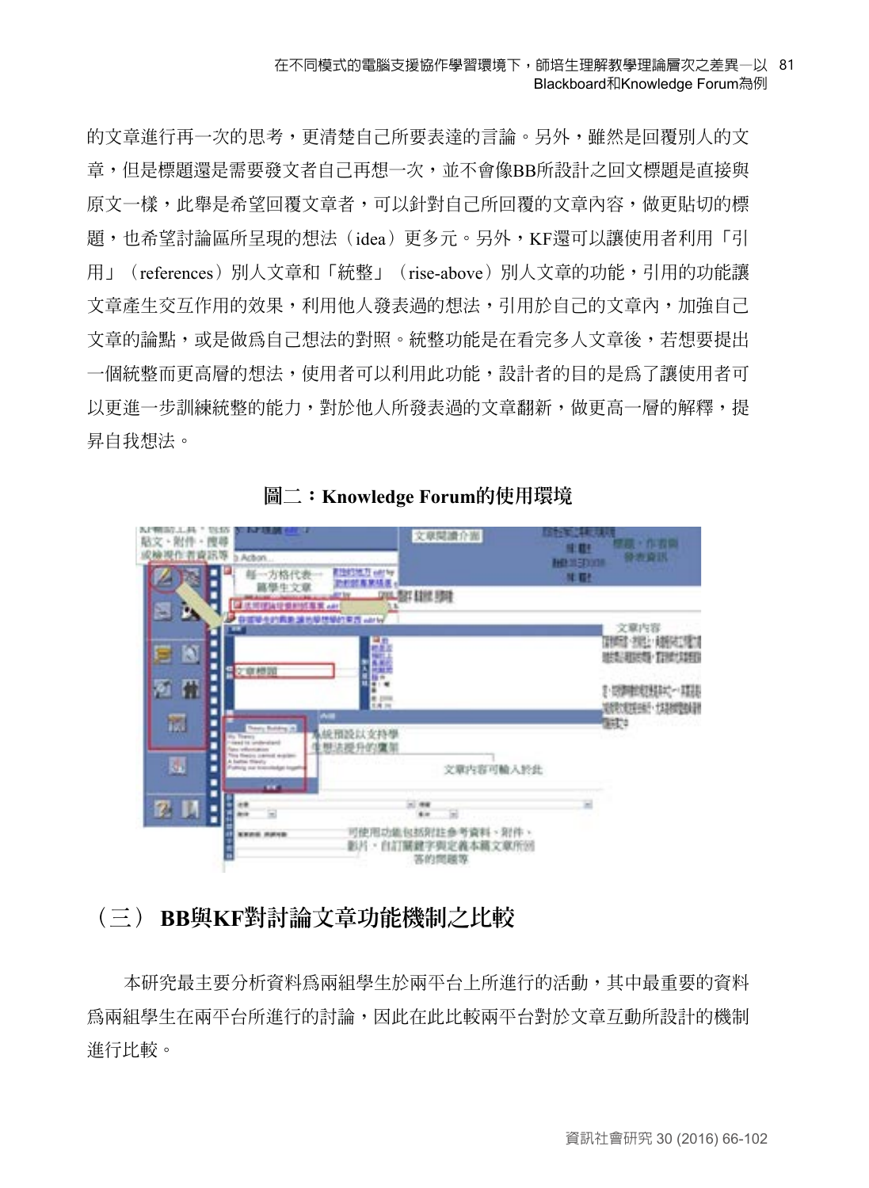的文章進行再一次的思考，更清楚自己所要表達的言論。另外，雖然是回覆別人的文章，但是標題還是需要發文者自己再想一次，並不會像BB所設計之回文標題是直接與原文一樣，此舉是希望回覆文章者，可以針對自己所回覆的文章內容，做更貼切的標題，也希望討論區所呈現的想法（idea）更多元。另外，KF還可以讓使用者利用「引用」（references）別人文章和「統整」（rise-above）別人文章的功能，引用的功能讓文章產生交互作用的效果，利用他人發表過的想法，引用於自己的文章內，加強自己文章的論點，或是做爲自己想法的對照。統整功能是在看完多人文章後，若想要提出一個統整而更高層的想法，使用者可以利用此功能，設計者的目的是爲了讓使用者可以更進一步訓練統整的能力，對於他人所發表過的文章翻新，做更高一層的解釋，提昇自我想法。

**圖二：Knowledge Forum的使用環境**

## （三） BB與KF對討論文章功能機制之比較

本研究最主要分析資料爲兩組學生於兩平台上所進行的活動，其中最重要的資料爲兩組學生在兩平台所進行的討論，因此在此比較兩平台對於文章互動所設計的機制進行比較。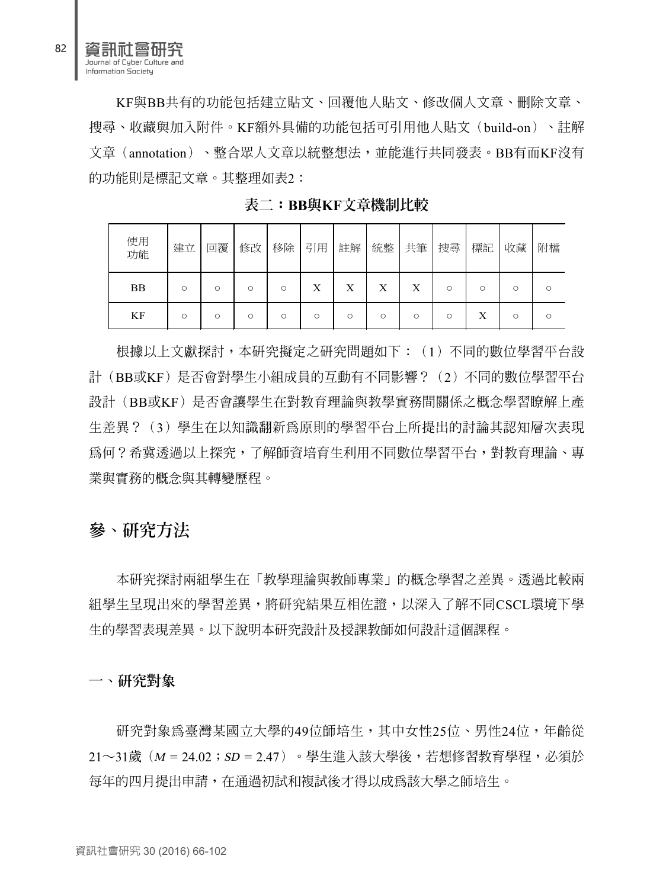KF與BB共有的功能包括建立貼文、回覆他人貼文、修改個人文章、刪除文章、搜尋、收藏與加入附件。KF額外具備的功能包括可引用他人貼文（build-on）、註解文章（annotation）、整合眾人文章以統整想法，並能進行共同發表。BB有而KF沒有的功能則是標記文章。其整理如表2：

**表二：BB與KF文章機制比較**

| 使用功能 | 建立 | 回覆 | 修改 | 移除 | 引用 | 註解 | 統整 | 共筆 | 搜尋 | 標記 | 收藏 | 附檔 |
|---|---|---|---|---|---|---|---|---|---|---|---|---|
| BB | ○ | ○ | ○ | ○ | X | X | X | X | ○ | ○ | ○ | ○ |
| KF | ○ | ○ | ○ | ○ | ○ | ○ | ○ | ○ | ○ | X | ○ | ○ |

根據以上文獻探討，本研究擬定之研究問題如下：（1）不同的數位學習平台設計（BB或KF）是否會對學生小組成員的互動有不同影響？（2）不同的數位學習平台設計（BB或KF）是否會讓學生在對教育理論與教學實務間關係之概念學習瞭解上產生差異？（3）學生在以知識翻新爲原則的學習平台上所提出的討論其認知層次表現爲何？希冀透過以上探究，了解師資培育生利用不同數位學習平台，對教育理論、專業與實務的概念與其轉變歷程。

## 參、研究方法

本研究探討兩組學生在「教學理論與教師專業」的概念學習之差異。透過比較兩組學生呈現出來的學習差異，將研究結果互相佐證，以深入了解不同CSCL環境下學生的學習表現差異。以下說明本研究設計及授課教師如何設計這個課程。

### 一、研究對象

研究對象爲臺灣某國立大學的49位師培生，其中女性25位、男性24位，年齡從21～31歲（$M = 24.02$；$SD = 2.47$）。學生進入該大學後，若想修習教育學程，必須於每年的四月提出申請，在通過初試和複試後才得以成爲該大學之師培生。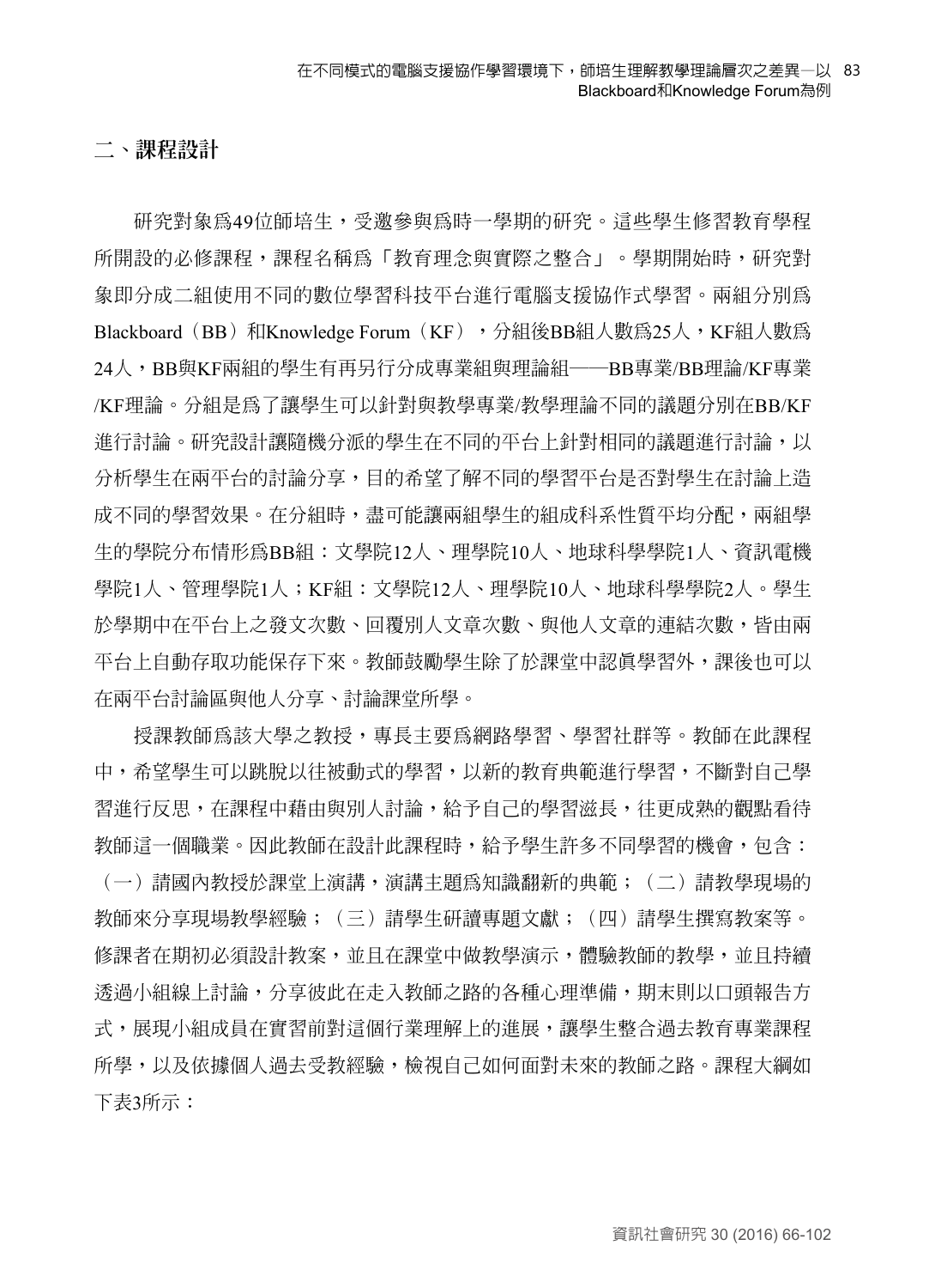## 二、課程設計

研究對象爲49位師培生，受邀參與爲時一學期的研究。這些學生修習教育學程所開設的必修課程，課程名稱爲「教育理念與實際之整合」。學期開始時，研究對象即分成二組使用不同的數位學習科技平台進行電腦支援協作式學習。兩組分別爲Blackboard（BB）和Knowledge Forum（KF），分組後BB組人數爲25人，KF組人數爲24人，BB與KF兩組的學生有再另行分成專業組與理論組——BB專業/BB理論/KF專業/KF理論。分組是爲了讓學生可以針對與教學專業/教學理論不同的議題分別在BB/KF進行討論。研究設計讓隨機分派的學生在不同的平台上針對相同的議題進行討論，以分析學生在兩平台的討論分享，目的希望了解不同的學習平台是否對學生在討論上造成不同的學習效果。在分組時，盡可能讓兩組學生的組成科系性質平均分配，兩組學生的學院分布情形爲BB組：文學院12人、理學院10人、地球科學學院1人、資訊電機學院1人、管理學院1人；KF組：文學院12人、理學院10人、地球科學學院2人。學生於學期中在平台上之發文次數、回覆別人文章次數、與他人文章的連結次數，皆由兩平台上自動存取功能保存下來。教師鼓勵學生除了於課堂中認眞學習外，課後也可以在兩平台討論區與他人分享、討論課堂所學。

授課教師爲該大學之教授，專長主要爲網路學習、學習社群等。教師在此課程中，希望學生可以跳脫以往被動式的學習，以新的教育典範進行學習，不斷對自己學習進行反思，在課程中藉由與別人討論，給予自己的學習滋長，往更成熟的觀點看待教師這一個職業。因此教師在設計此課程時，給予學生許多不同學習的機會，包含：（一）請國內教授於課堂上演講，演講主題爲知識翻新的典範；（二）請教學現場的教師來分享現場教學經驗；（三）請學生研讀專題文獻；（四）請學生撰寫教案等。修課者在期初必須設計教案，並且在課堂中做教學演示，體驗教師的教學，並且持續透過小組線上討論，分享彼此在走入教師之路的各種心理準備，期末則以口頭報告方式，展現小組成員在實習前對這個行業理解上的進展，讓學生整合過去教育專業課程所學，以及依據個人過去受教經驗，檢視自己如何面對未來的教師之路。課程大綱如下表3所示：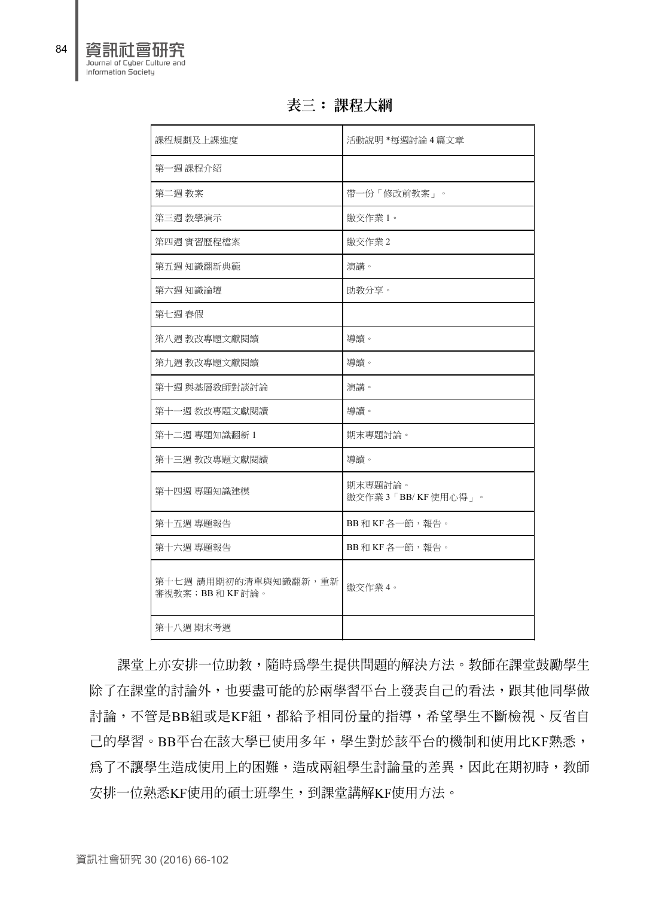**表三：課程大綱**

| 課程規劃及上課進度 | 活動說明 *每週討論 4 篇文章 |
|---|---|
| 第一週 課程介紹 | |
| 第二週 教案 | 帶一份「修改前教案」。 |
| 第三週 教學演示 | 繳交作業 1。 |
| 第四週 實習歷程檔案 | 繳交作業 2 |
| 第五週 知識翻新典範 | 演講。 |
| 第六週 知識論壇 | 助教分享。 |
| 第七週 春假 | |
| 第八週 教改專題文獻閱讀 | 導讀。 |
| 第九週 教改專題文獻閱讀 | 導讀。 |
| 第十週 與基層教師對談討論 | 演講。 |
| 第十一週 教改專題文獻閱讀 | 導讀。 |
| 第十二週 專題知識翻新 1 | 期末專題討論。 |
| 第十三週 教改專題文獻閱讀 | 導讀。 |
| 第十四週 專題知識建模 | 期末專題討論。<br>繳交作業 3「BB/ KF 使用心得」。 |
| 第十五週 專題報告 | BB 和 KF 各一節，報告。 |
| 第十六週 專題報告 | BB 和 KF 各一節，報告。 |
| 第十七週 請用期初的清單與知識翻新，重新審視教案；BB 和 KF 討論。 | 繳交作業 4。 |
| 第十八週 期末考週 | |

課堂上亦安排一位助教，隨時爲學生提供問題的解決方法。教師在課堂鼓勵學生除了在課堂的討論外，也要盡可能的於兩學習平台上發表自己的看法，跟其他同學做討論，不管是BB組或是KF組，都給予相同份量的指導，希望學生不斷檢視、反省自己的學習。BB平台在該大學已使用多年，學生對於該平台的機制和使用比KF熟悉，爲了不讓學生造成使用上的困難，造成兩組學生討論量的差異，因此在期初時，教師安排一位熟悉KF使用的碩士班學生，到課堂講解KF使用方法。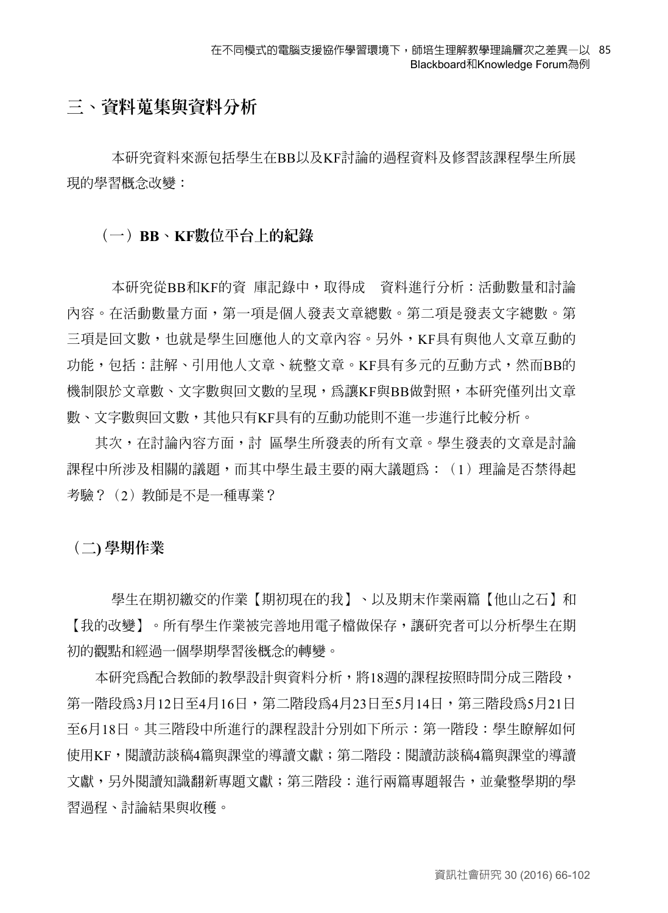## 三、資料蒐集與資料分析

本研究資料來源包括學生在BB以及KF討論的過程資料及修習該課程學生所展現的學習概念改變：

### （一）BB、KF數位平台上的紀錄

本研究從BB和KF的資　庫記錄中，取得成　資料進行分析：活動數量和討論內容。在活動數量方面，第一項是個人發表文章總數。第二項是發表文字總數。第三項是回文數，也就是學生回應他人的文章內容。另外，KF具有與他人文章互動的功能，包括：註解、引用他人文章、統整文章。KF具有多元的互動方式，然而BB的機制限於文章數、文字數與回文數的呈現，為讓KF與BB做對照，本研究僅列出文章數、文字數與回文數，其他只有KF具有的互動功能則不進一步進行比較分析。

其次，在討論內容方面，討　區學生所發表的所有文章。學生發表的文章是討論課程中所涉及相關的議題，而其中學生最主要的兩大議題為：（1）理論是否禁得起考驗？（2）教師是不是一種專業？

### （二) 學期作業

學生在期初繳交的作業【期初現在的我】、以及期末作業兩篇【他山之石】和【我的改變】。所有學生作業被完善地用電子檔做保存，讓研究者可以分析學生在期初的觀點和經過一個學期學習後概念的轉變。

本研究為配合教師的教學設計與資料分析，將18週的課程按照時間分成三階段，第一階段為3月12日至4月16日，第二階段為4月23日至5月14日，第三階段為5月21日至6月18日。其三階段中所進行的課程設計分別如下所示：第一階段：學生瞭解如何使用KF，閱讀訪談稿4篇與課堂的導讀文獻；第二階段：閱讀訪談稿4篇與課堂的導讀文獻，另外閱讀知識翻新專題文獻；第三階段：進行兩篇專題報告，並彙整學期的學習過程、討論結果與收穫。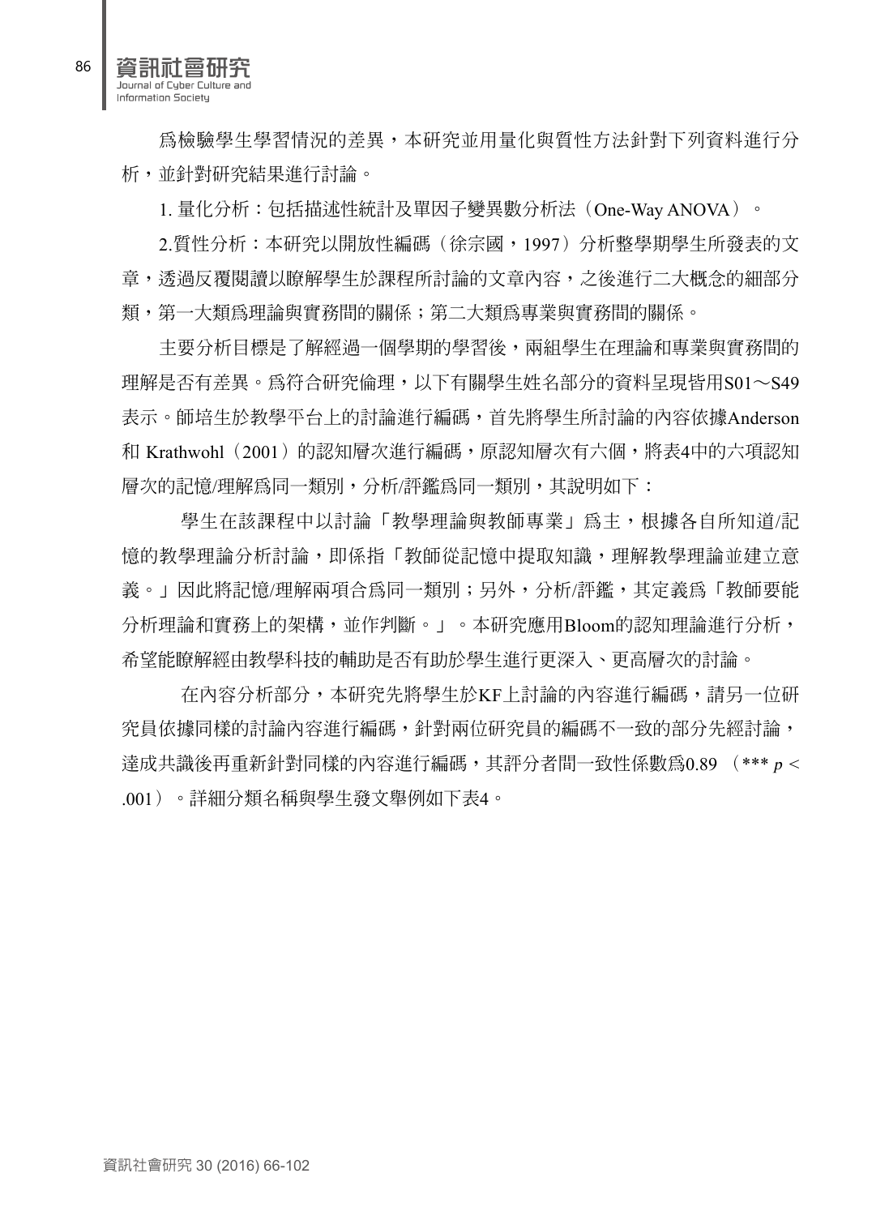爲檢驗學生學習情況的差異，本研究並用量化與質性方法針對下列資料進行分析，並針對研究結果進行討論。

1. 量化分析：包括描述性統計及單因子變異數分析法（One-Way ANOVA）。

2.質性分析：本研究以開放性編碼（徐宗國，1997）分析整學期學生所發表的文章，透過反覆閱讀以瞭解學生於課程所討論的文章內容，之後進行二大概念的細部分類，第一大類爲理論與實務間的關係；第二大類爲專業與實務間的關係。

主要分析目標是了解經過一個學期的學習後，兩組學生在理論和專業與實務間的理解是否有差異。爲符合研究倫理，以下有關學生姓名部分的資料呈現皆用S01～S49表示。師培生於教學平台上的討論進行編碼，首先將學生所討論的內容依據Anderson和 Krathwohl（2001）的認知層次進行編碼，原認知層次有六個，將表4中的六項認知層次的記憶/理解爲同一類別，分析/評鑑爲同一類別，其說明如下：

學生在該課程中以討論「教學理論與教師專業」爲主，根據各自所知道/記憶的教學理論分析討論，即係指「教師從記憶中提取知識，理解教學理論並建立意義。」因此將記憶/理解兩項合爲同一類別；另外，分析/評鑑，其定義爲「教師要能分析理論和實務上的架構，並作判斷。」。本研究應用Bloom的認知理論進行分析，希望能瞭解經由教學科技的輔助是否有助於學生進行更深入、更高層次的討論。

在內容分析部分，本研究先將學生於KF上討論的內容進行編碼，請另一位研究員依據同樣的討論內容進行編碼，針對兩位研究員的編碼不一致的部分先經討論，達成共識後再重新針對同樣的內容進行編碼，其評分者間一致性係數爲0.89 （*** $p < .001$）。詳細分類名稱與學生發文舉例如下表4。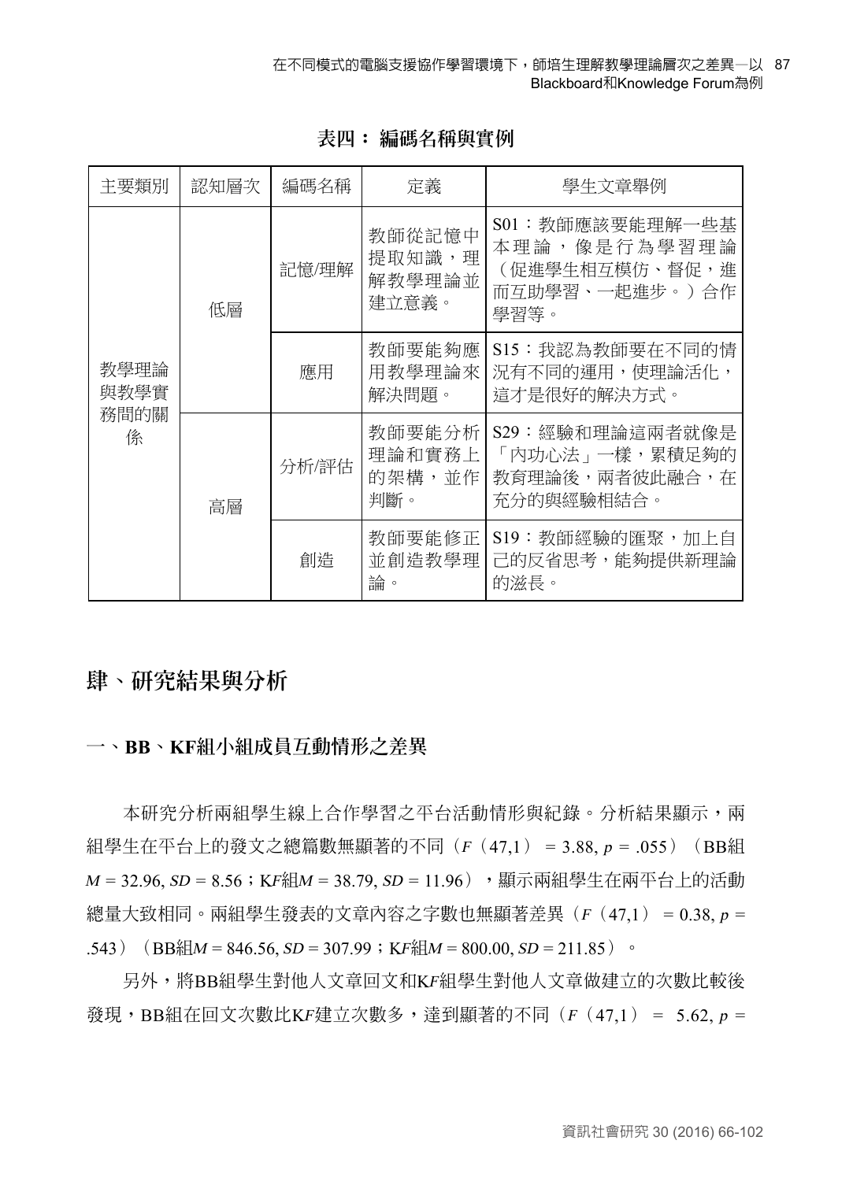**表四：編碼名稱與實例**

| 主要類別 | 認知層次 | 編碼名稱 | 定義 | 學生文章舉例 |
|---|---|---|---|---|
| 教學理論與教學實務間的關係 | 低層 | 記憶/理解 | 教師從記憶中提取知識，理解教學理論並建立意義。 | S01：教師應該要能理解一些基本理論，像是行為學習理論（促進學生相互模仿、督促，進而互助學習、一起進步。）合作學習等。 |
| | | 應用 | 教師要能夠應用教學理論來解決問題。 | S15：我認為教師要在不同的情況有不同的運用，使理論活化，這才是很好的解決方式。 |
| | 高層 | 分析/評估 | 教師要能分析理論和實務上的架構，並作判斷。 | S29：經驗和理論這兩者就像是「內功心法」一樣，累積足夠的教育理論後，兩者彼此融合，在充分的與經驗相結合。 |
| | | 創造 | 教師要能修正並創造教學理論。 | S19：教師經驗的匯聚，加上自己的反省思考，能夠提供新理論的滋長。 |

## 肆、研究結果與分析

### 一、BB、KF組小組成員互動情形之差異

本研究分析兩組學生線上合作學習之平台活動情形與紀錄。分析結果顯示，兩組學生在平台上的發文之總篇數無顯著的不同（$F(47,1) = 3.88, p = .055$）（BB組$M = 32.96, SD = 8.56$；K$F$組$M = 38.79, SD = 11.96$），顯示兩組學生在兩平台上的活動總量大致相同。兩組學生發表的文章內容之字數也無顯著差異（$F(47,1) = 0.38, p = .543$）（BB組$M = 846.56, SD = 307.99$；K$F$組$M = 800.00, SD = 211.85$）。

另外，將BB組學生對他人文章回文和K$F$組學生對他人文章做建立的次數比較後發現，BB組在回文次數比K$F$建立次數多，達到顯著的不同（$F(47,1) = 5.62, p =$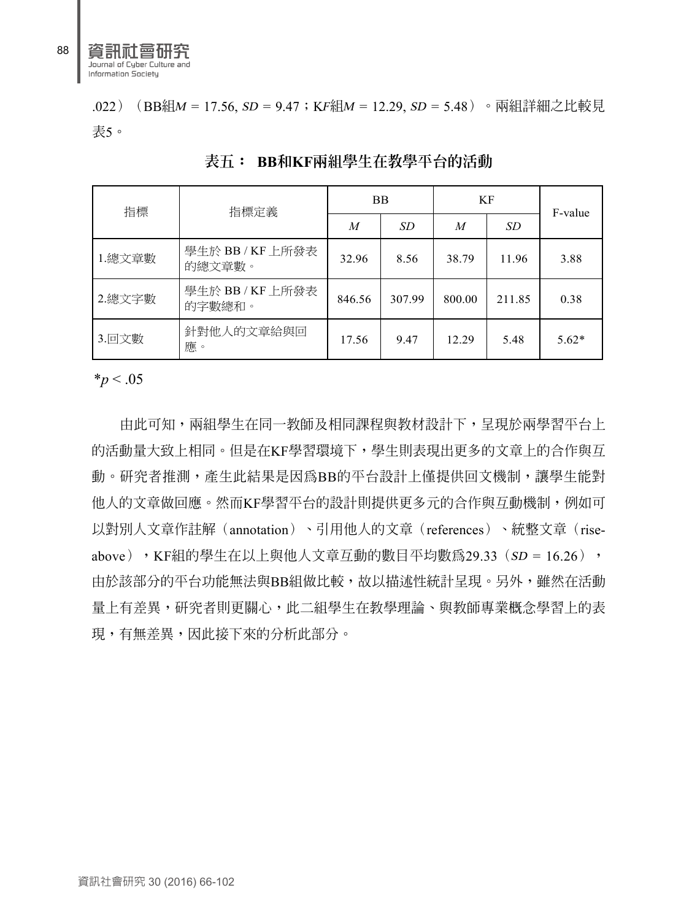.022）（BB組$M$ = 17.56, $SD$ = 9.47；KF組$M$ = 12.29, $SD$ = 5.48）。兩組詳細之比較見表5。

**表五： BB和KF兩組學生在教學平台的活動**

| 指標 | 指標定義 | BB | | KF | | F-value |
|---|---|---|---|---|---|---|
| | | $M$ | $SD$ | $M$ | $SD$ | |
| 1.總文章數 | 學生於 BB / KF 上所發表的總文章數。 | 32.96 | 8.56 | 38.79 | 11.96 | 3.88 |
| 2.總文字數 | 學生於 BB / KF 上所發表的字數總和。 | 846.56 | 307.99 | 800.00 | 211.85 | 0.38 |
| 3.回文數 | 針對他人的文章給與回應。 | 17.56 | 9.47 | 12.29 | 5.48 | 5.62* |

*$p < .05$

由此可知，兩組學生在同一教師及相同課程與教材設計下，呈現於兩學習平台上的活動量大致上相同。但是在KF學習環境下，學生則表現出更多的文章上的合作與互動。研究者推測，產生此結果是因爲BB的平台設計上僅提供回文機制，讓學生能對他人的文章做回應。然而KF學習平台的設計則提供更多元的合作與互動機制，例如可以對別人文章作註解（annotation）、引用他人的文章（references）、統整文章（rise-above），KF組的學生在以上與他人文章互動的數目平均數爲29.33（$SD$ = 16.26），由於該部分的平台功能無法與BB組做比較，故以描述性統計呈現。另外，雖然在活動量上有差異，研究者則更關心，此二組學生在教學理論、與教師專業概念學習上的表現，有無差異，因此接下來的分析此部分。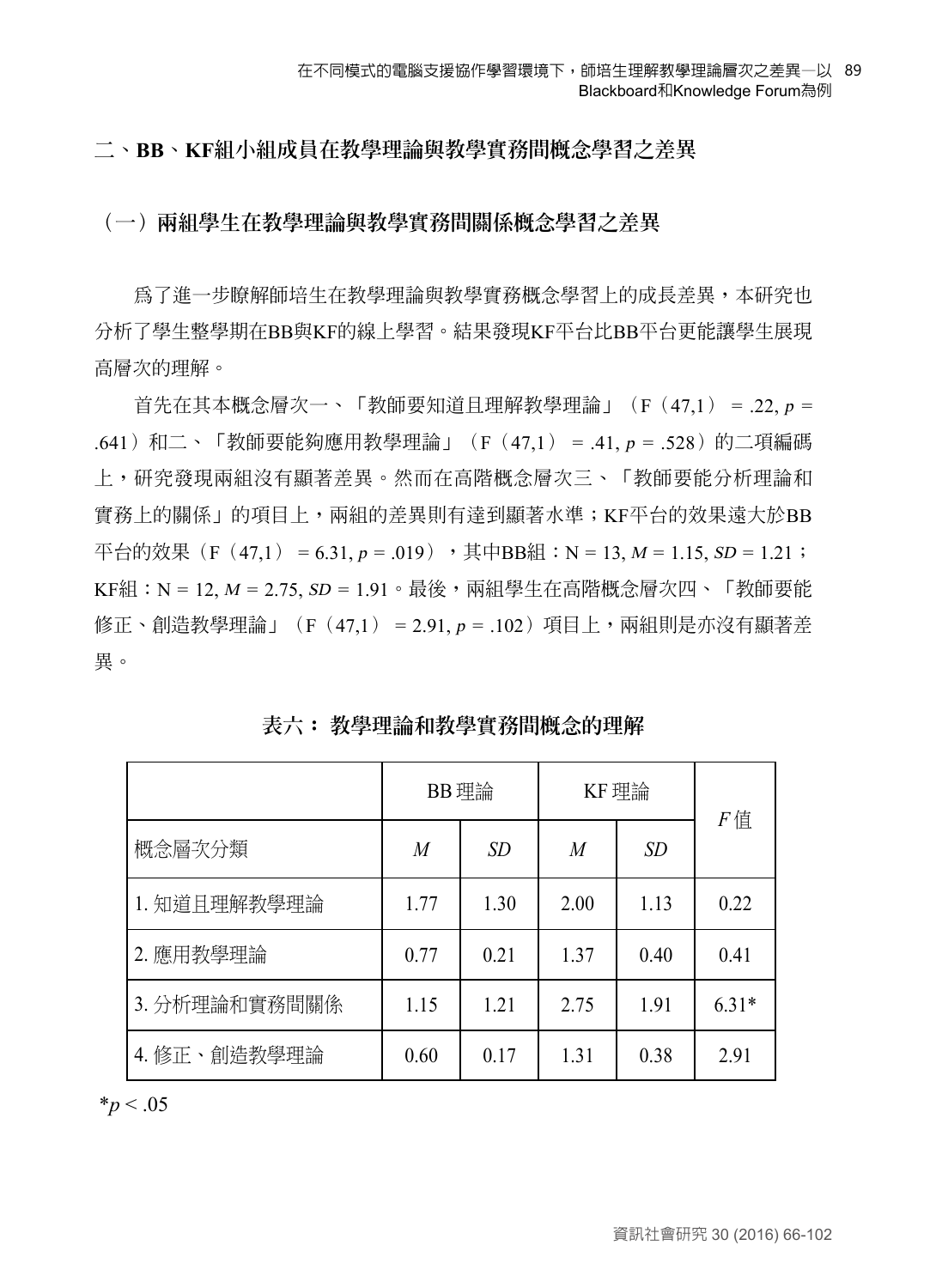## 二、BB、KF組小組成員在教學理論與教學實務間概念學習之差異

### （一）兩組學生在教學理論與教學實務間關係概念學習之差異

爲了進一步瞭解師培生在教學理論與教學實務概念學習上的成長差異，本研究也分析了學生整學期在BB與KF的線上學習。結果發現KF平台比BB平台更能讓學生展現高層次的理解。

首先在其本概念層次一、「教師要知道且理解教學理論」（F（47,1） = .22, $p$ = .641）和二、「教師要能夠應用教學理論」（F（47,1） = .41, $p$ = .528）的二項編碼上，研究發現兩組沒有顯著差異。然而在高階概念層次三、「教師要能分析理論和實務上的關係」的項目上，兩組的差異則有達到顯著水準；KF平台的效果遠大於BB平台的效果（F（47,1） = 6.31, $p$ = .019），其中BB組：N = 13, $M$ = 1.15, $SD$ = 1.21；KF組：N = 12, $M$ = 2.75, $SD$ = 1.91。最後，兩組學生在高階概念層次四、「教師要能修正、創造教學理論」（F（47,1） = 2.91, $p$ = .102）項目上，兩組則是亦沒有顯著差異。

**表六：教學理論和教學實務間概念的理解**

| | BB 理論 | | KF 理論 | | $F$值 |
|---|---|---|---|---|---|
| 概念層次分類 | $M$ | $SD$ | $M$ | $SD$ | |
| 1. 知道且理解教學理論 | 1.77 | 1.30 | 2.00 | 1.13 | 0.22 |
| 2. 應用教學理論 | 0.77 | 0.21 | 1.37 | 0.40 | 0.41 |
| 3. 分析理論和實務間關係 | 1.15 | 1.21 | 2.75 | 1.91 | 6.31* |
| 4. 修正、創造教學理論 | 0.60 | 0.17 | 1.31 | 0.38 | 2.91 |

*$p < .05$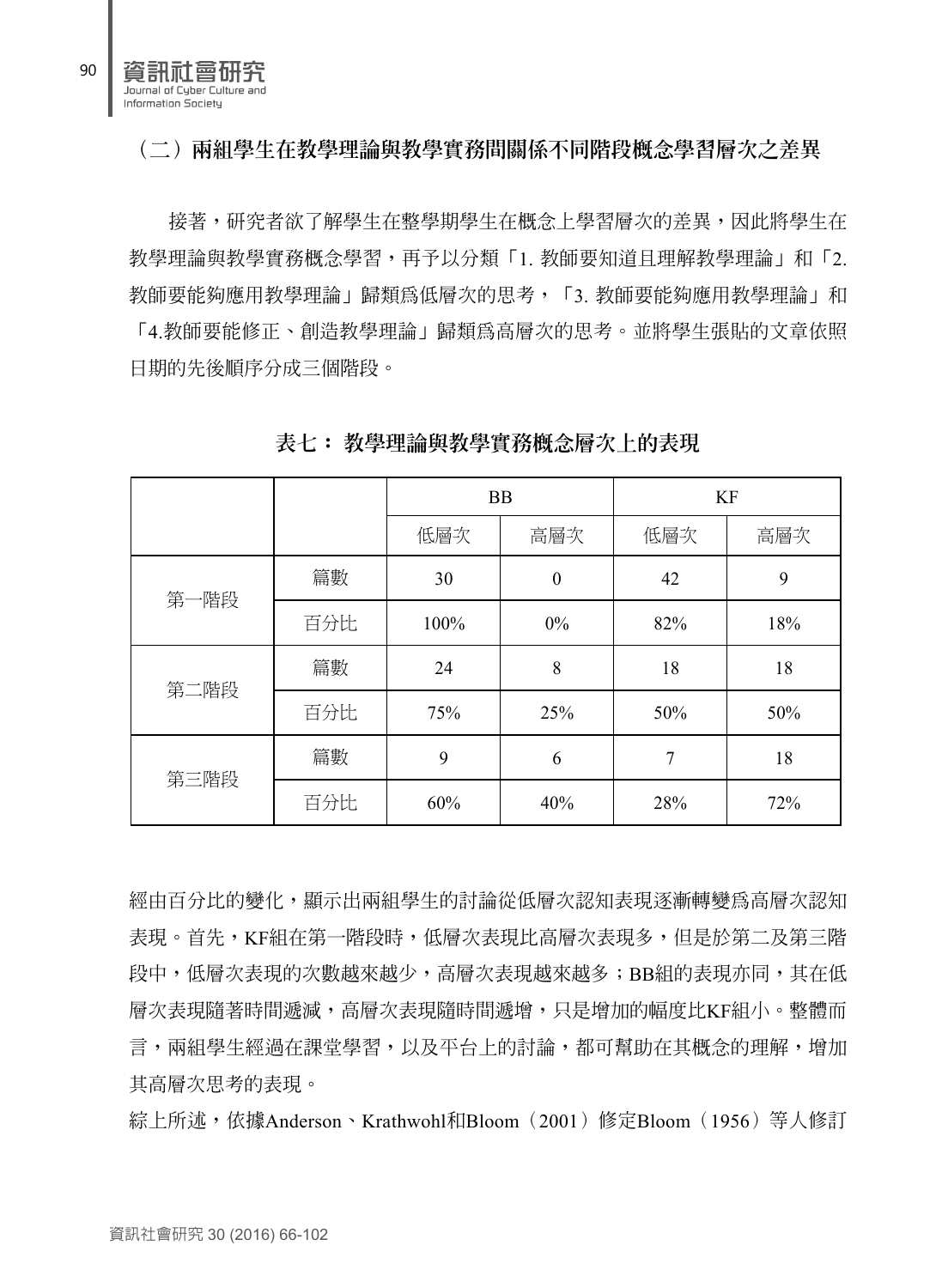### （二）兩組學生在教學理論與教學實務間關係不同階段概念學習層次之差異

接著，研究者欲了解學生在整學期學生在概念上學習層次的差異，因此將學生在教學理論與教學實務概念學習，再予以分類「1. 教師要知道且理解教學理論」和「2. 教師要能夠應用教學理論」歸類爲低層次的思考，「3. 教師要能夠應用教學理論」和「4.教師要能修正、創造教學理論」歸類爲高層次的思考。並將學生張貼的文章依照日期的先後順序分成三個階段。

**表七： 教學理論與教學實務概念層次上的表現**

| | | BB | | KF | |
|---|---|---|---|---|---|
| | | 低層次 | 高層次 | 低層次 | 高層次 |
| 第一階段 | 篇數 | 30 | 0 | 42 | 9 |
| | 百分比 | 100% | 0% | 82% | 18% |
| 第二階段 | 篇數 | 24 | 8 | 18 | 18 |
| | 百分比 | 75% | 25% | 50% | 50% |
| 第三階段 | 篇數 | 9 | 6 | 7 | 18 |
| | 百分比 | 60% | 40% | 28% | 72% |

經由百分比的變化，顯示出兩組學生的討論從低層次認知表現逐漸轉變爲高層次認知表現。首先，KF組在第一階段時，低層次表現比高層次表現多，但是於第二及第三階段中，低層次表現的次數越來越少，高層次表現越來越多；BB組的表現亦同，其在低層次表現隨著時間遞減，高層次表現隨時間遞增，只是增加的幅度比KF組小。整體而言，兩組學生經過在課堂學習，以及平台上的討論，都可幫助在其概念的理解，增加其高層次思考的表現。

綜上所述，依據Anderson、Krathwohl和Bloom（2001）修定Bloom（1956）等人修訂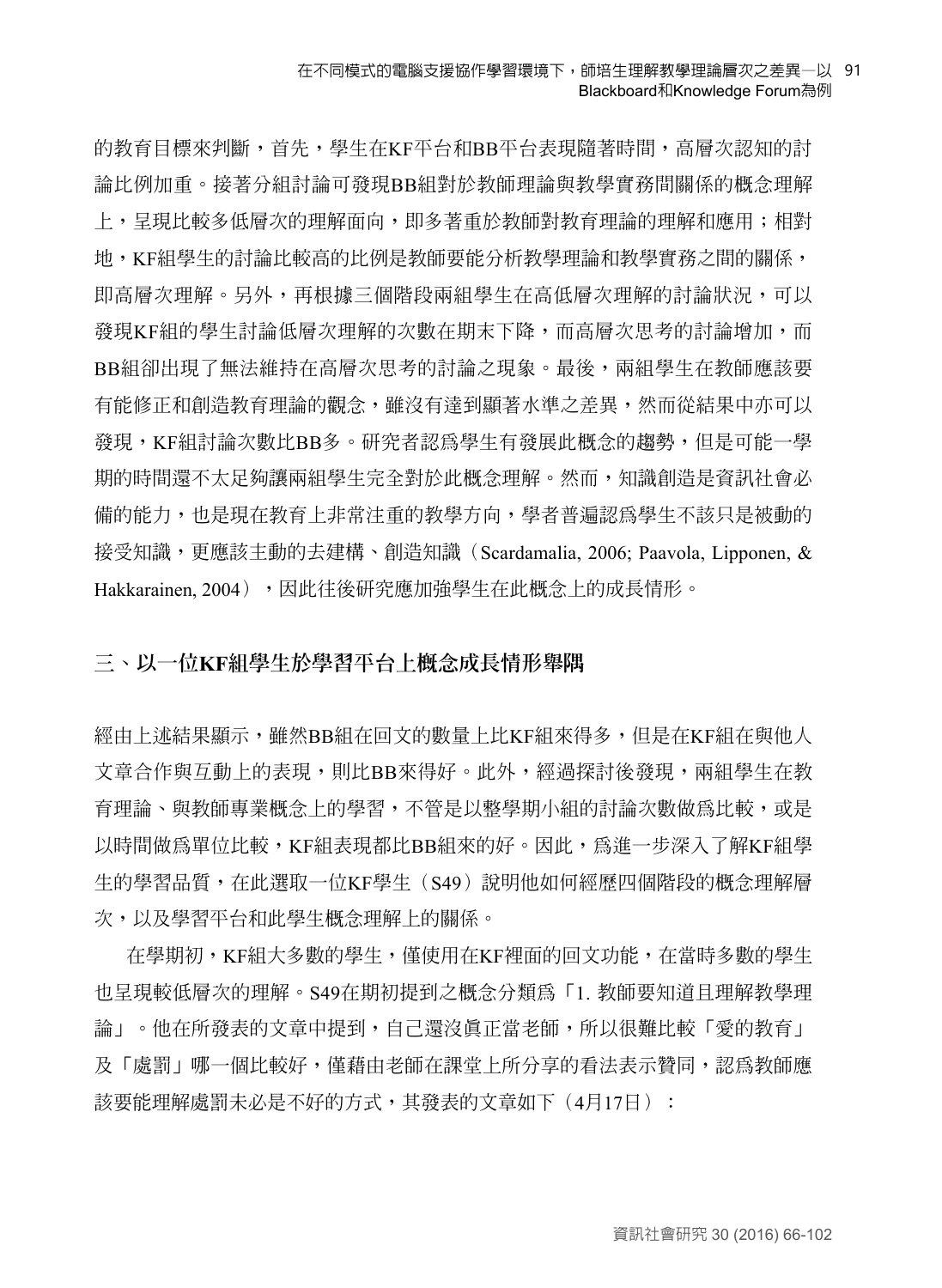的教育目標來判斷，首先，學生在KF平台和BB平台表現隨著時間，高層次認知的討論比例加重。接著分組討論可發現BB組對於教師理論與教學實務間關係的概念理解上，呈現比較多低層次的理解面向，即多著重於教師對教育理論的理解和應用；相對地，KF組學生的討論比較高的比例是教師要能分析教學理論和教學實務之間的關係，即高層次理解。另外，再根據三個階段兩組學生在高低層次理解的討論狀況，可以發現KF組的學生討論低層次理解的次數在期末下降，而高層次思考的討論增加，而BB組卻出現了無法維持在高層次思考的討論之現象。最後，兩組學生在教師應該要有能修正和創造教育理論的觀念，雖沒有達到顯著水準之差異，然而從結果中亦可以發現，KF組討論次數比BB多。研究者認為學生有發展此概念的趨勢，但是可能一學期的時間還不太足夠讓兩組學生完全對於此概念理解。然而，知識創造是資訊社會必備的能力，也是現在教育上非常注重的教學方向，學者普遍認為學生不該只是被動的接受知識，更應該主動的去建構、創造知識（Scardamalia, 2006; Paavola, Lipponen, & Hakkarainen, 2004），因此往後研究應加強學生在此概念上的成長情形。

## 三、以一位KF組學生於學習平台上概念成長情形舉隅

經由上述結果顯示，雖然BB組在回文的數量上比KF組來得多，但是在KF組在與他人文章合作與互動上的表現，則比BB來得好。此外，經過探討後發現，兩組學生在教育理論、與教師專業概念上的學習，不管是以整學期小組的討論次數做為比較，或是以時間做為單位比較，KF組表現都比BB組來的好。因此，為進一步深入了解KF組學生的學習品質，在此選取一位KF學生（S49）說明他如何經歷四個階段的概念理解層次，以及學習平台和此學生概念理解上的關係。

在學期初，KF組大多數的學生，僅使用在KF裡面的回文功能，在當時多數的學生也呈現較低層次的理解。S49在期初提到之概念分類為「1. 教師要知道且理解教學理論」。他在所發表的文章中提到，自己還沒真正當老師，所以很難比較「愛的教育」及「處罰」哪一個比較好，僅藉由老師在課堂上所分享的看法表示贊同，認為教師應該要能理解處罰未必是不好的方式，其發表的文章如下（4月17日）：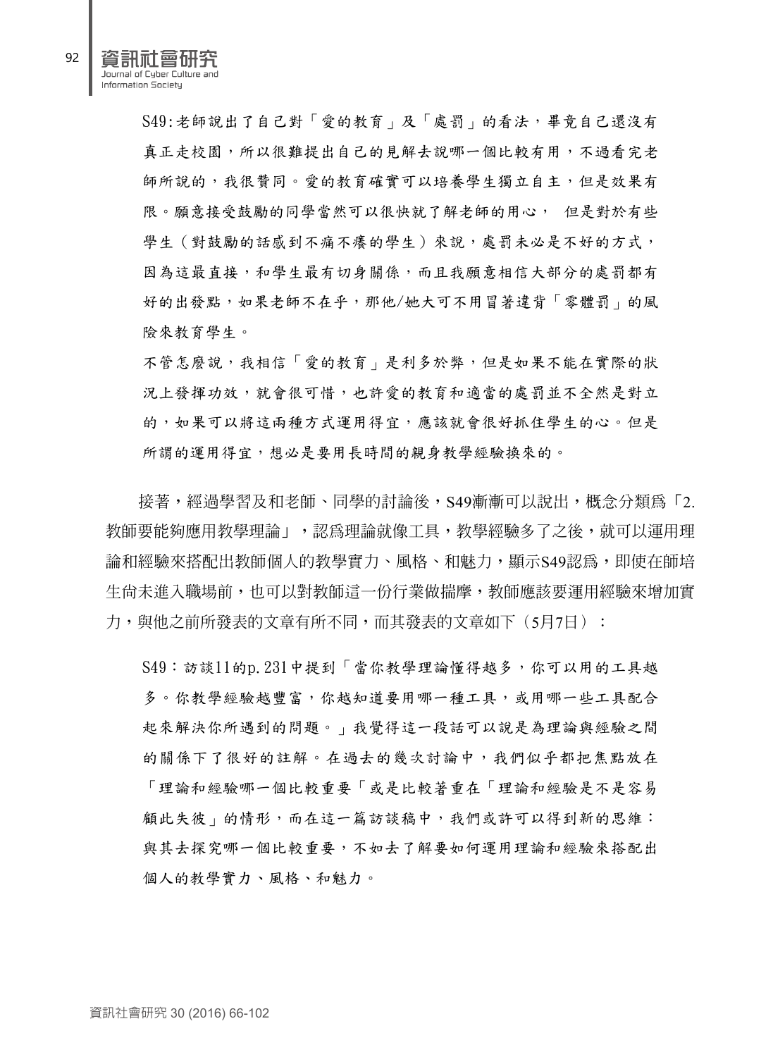S49:老師說出了自己對「愛的教育」及「處罰」的看法，畢竟自己還沒有真正走校園，所以很難提出自己的見解去說哪一個比較有用，不過看完老師所說的，我很贊同。愛的教育確實可以培養學生獨立自主，但是效果有限。願意接受鼓勵的同學當然可以很快就了解老師的用心， 但是對於有些學生（對鼓勵的話感到不痛不癢的學生）來說，處罰未必是不好的方式，因為這最直接，和學生最有切身關係，而且我願意相信大部分的處罰都有好的出發點，如果老師不在乎，那他/她大可不用冒著違背「零體罰」的風險來教育學生。

不管怎麼說，我相信「愛的教育」是利多於弊，但是如果不能在實際的狀況上發揮功效，就會很可惜，也許愛的教育和適當的處罰並不全然是對立的，如果可以將這兩種方式運用得宜，應該就會很好抓住學生的心。但是所謂的運用得宜，想必是要用長時間的親身教學經驗換來的。

接著，經過學習及和老師、同學的討論後，S49漸漸可以說出，概念分類爲「2. 教師要能夠應用教學理論」，認爲理論就像工具，教學經驗多了之後，就可以運用理論和經驗來搭配出教師個人的教學實力、風格、和魅力，顯示S49認爲，即使在師培生尚未進入職場前，也可以對教師這一份行業做揣摩，教師應該要運用經驗來增加實力，與他之前所發表的文章有所不同，而其發表的文章如下（5月7日）：

S49：訪談11的p. 231中提到「當你教學理論懂得越多，你可以用的工具越多。你教學經驗越豐富，你越知道要用哪一種工具，或用哪一些工具配合起來解決你所遇到的問題。」我覺得這一段話可以說是為理論與經驗之間的關係下了很好的註解。在過去的幾次討論中，我們似乎都把焦點放在「理論和經驗哪一個比較重要「或是比較著重在「理論和經驗是不是容易顧此失彼」的情形，而在這一篇訪談稿中，我們或許可以得到新的思維：與其去探究哪一個比較重要，不如去了解要如何運用理論和經驗來搭配出個人的教學實力、風格、和魅力。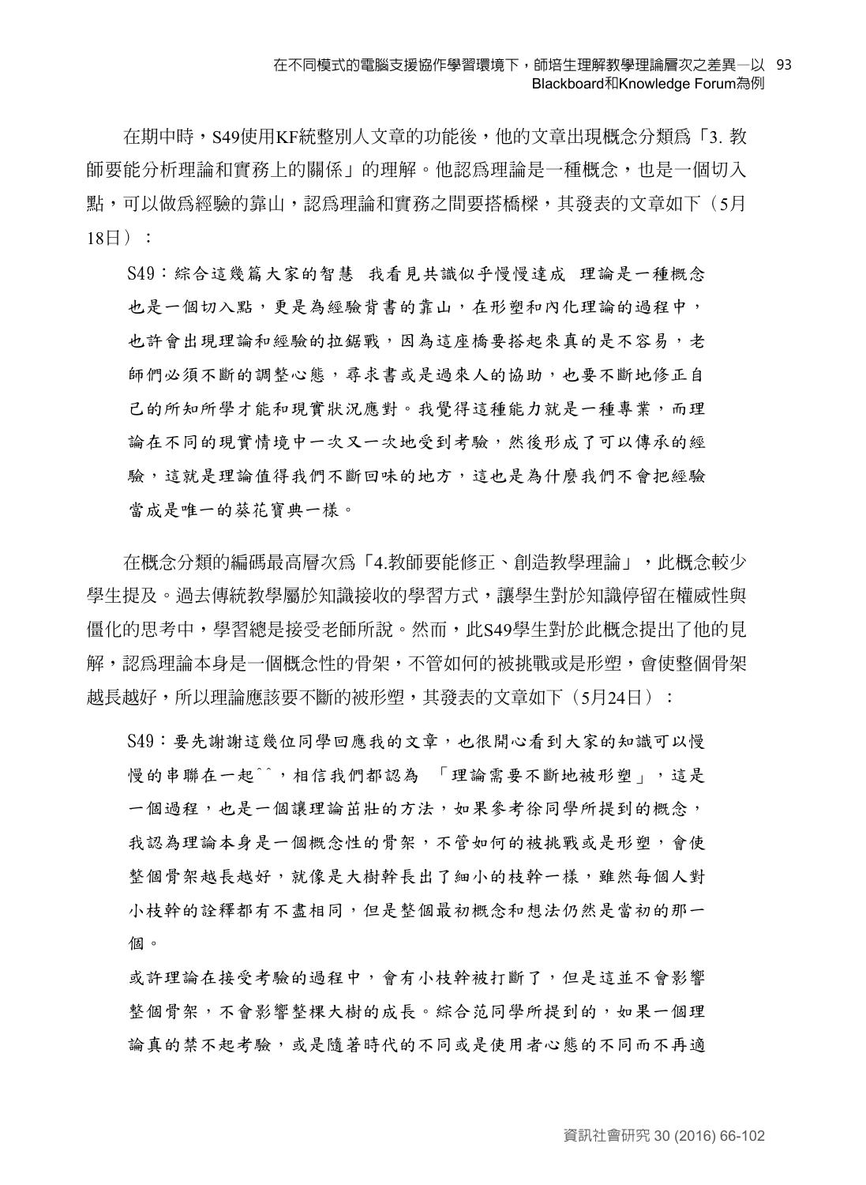在期中時，S49使用KF統整別人文章的功能後，他的文章出現概念分類爲「3. 教師要能分析理論和實務上的關係」的理解。他認爲理論是一種概念，也是一個切入點，可以做爲經驗的靠山，認爲理論和實務之間要搭橋樑，其發表的文章如下（5月18日）：

> S49：綜合這幾篇大家的智慧　我看見共識似乎慢慢達成　理論是一種概念也是一個切入點，更是為經驗背書的靠山，在形塑和內化理論的過程中，也許會出現理論和經驗的拉鋸戰，因為這座橋要搭起來真的是不容易，老師們必須不斷的調整心態，尋求書或是過來人的協助，也要不斷地修正自己的所知所學才能和現實狀況應對。我覺得這種能力就是一種專業，而理論在不同的現實情境中一次又一次地受到考驗，然後形成了可以傳承的經驗，這就是理論值得我們不斷回味的地方，這也是為什麼我們不會把經驗當成是唯一的葵花寶典一樣。

在概念分類的編碼最高層次爲「4.教師要能修正、創造教學理論」，此概念較少學生提及。過去傳統教學屬於知識接收的學習方式，讓學生對於知識停留在權威性與僵化的思考中，學習總是接受老師所說。然而，此S49學生對於此概念提出了他的見解，認爲理論本身是一個概念性的骨架，不管如何的被挑戰或是形塑，會使整個骨架越長越好，所以理論應該要不斷的被形塑，其發表的文章如下（5月24日）：

> S49：要先謝謝這幾位同學回應我的文章，也很開心看到大家的知識可以慢慢的串聯在一起^^，相信我們都認為　「理論需要不斷地被形塑」，這是一個過程，也是一個讓理論茁壯的方法，如果參考徐同學所提到的概念，我認為理論本身是一個概念性的骨架，不管如何的被挑戰或是形塑，會使整個骨架越長越好，就像是大樹幹長出了細小的枝幹一樣，雖然每個人對小枝幹的詮釋都有不盡相同，但是整個最初概念和想法仍然是當初的那一個。
>
> 或許理論在接受考驗的過程中，會有小枝幹被打斷了，但是這並不會影響整個骨架，不會影響整棵大樹的成長。綜合范同學所提到的，如果一個理論真的禁不起考驗，或是隨著時代的不同或是使用者心態的不同而不再適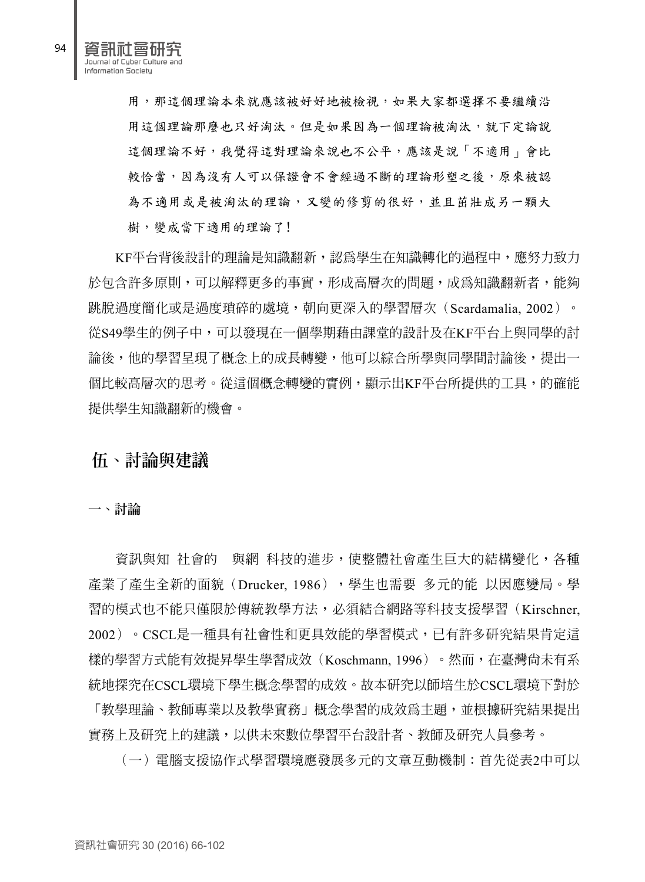用，那這個理論本來就應該被好好地被檢視，如果大家都選擇不要繼續沿用這個理論那麼也只好淘汰。但是如果因為一個理論被淘汰，就下定論說這個理論不好，我覺得這對理論來說也不公平，應該是說「不適用」會比較恰當，因為沒有人可以保證會不會經過不斷的理論形塑之後，原來被認為不適用或是被淘汰的理論，又變的修剪的很好，並且茁壯成另一顆大樹，變成當下適用的理論了！

KF平台背後設計的理論是知識翻新，認爲學生在知識轉化的過程中，應努力致力於包含許多原則，可以解釋更多的事實，形成高層次的問題，成爲知識翻新者，能夠跳脫過度簡化或是過度瑣碎的處境，朝向更深入的學習層次（Scardamalia, 2002）。從S49學生的例子中，可以發現在一個學期藉由課堂的設計及在KF平台上與同學的討論後，他的學習呈現了概念上的成長轉變，他可以綜合所學與同學間討論後，提出一個比較高層次的思考。從這個概念轉變的實例，顯示出KF平台所提供的工具，的確能提供學生知識翻新的機會。

## 伍、討論與建議

### 一、討論

資訊與知 社會的 與網 科技的進步，使整體社會產生巨大的結構變化，各種產業了產生全新的面貌（Drucker, 1986），學生也需要 多元的能 以因應變局。學習的模式也不能只僅限於傳統教學方法，必須結合網路等科技支援學習（Kirschner, 2002）。CSCL是一種具有社會性和更具效能的學習模式，已有許多研究結果肯定這樣的學習方式能有效提昇學生學習成效（Koschmann, 1996）。然而，在臺灣尚未有系統地探究在CSCL環境下學生概念學習的成效。故本研究以師培生於CSCL環境下對於「教學理論、教師專業以及教學實務」概念學習的成效爲主題，並根據研究結果提出實務上及研究上的建議，以供未來數位學習平台設計者、教師及研究人員參考。

（一）電腦支援協作式學習環境應發展多元的文章互動機制：首先從表2中可以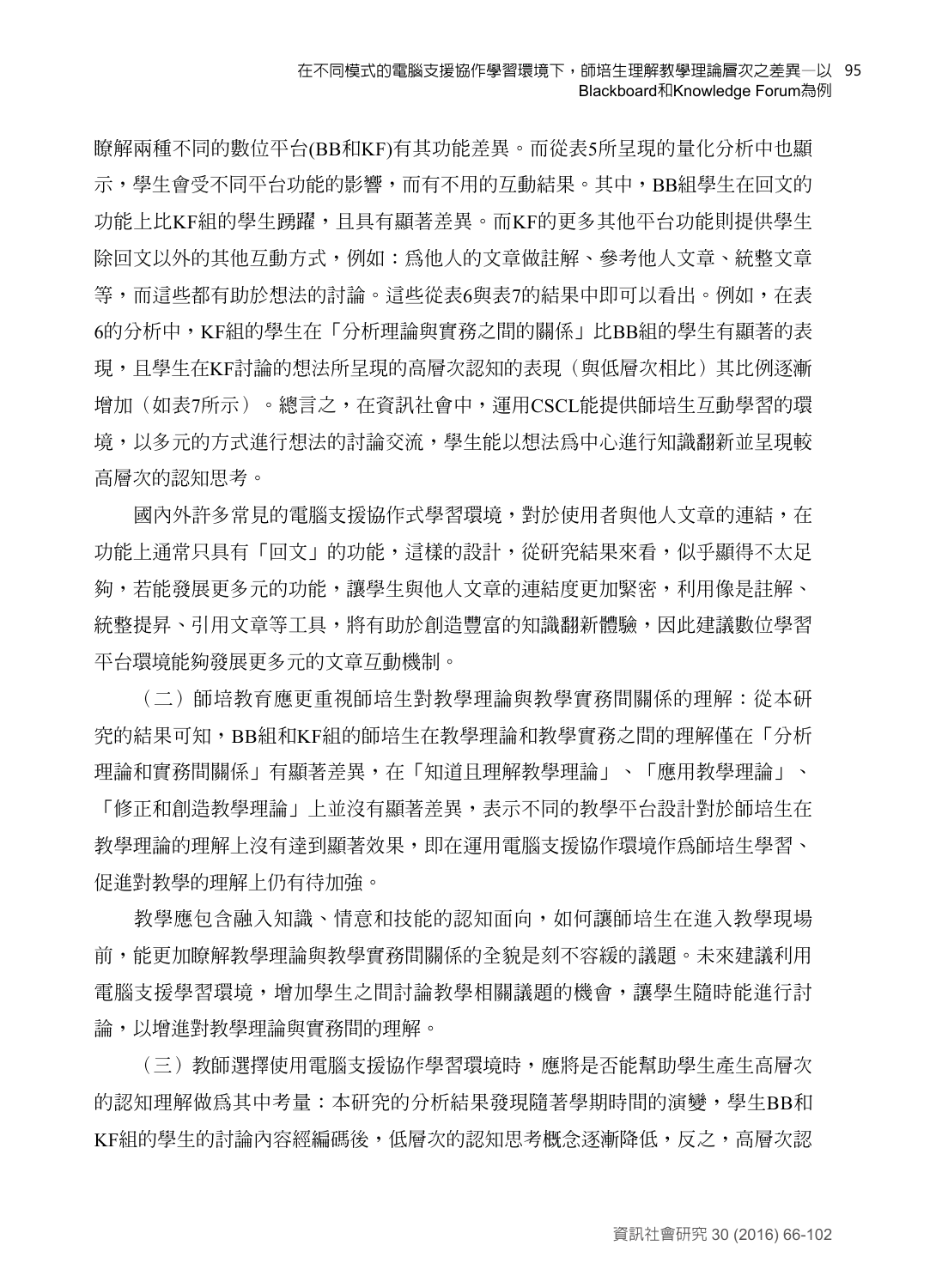瞭解兩種不同的數位平台(BB和KF)有其功能差異。而從表5所呈現的量化分析中也顯示，學生會受不同平台功能的影響，而有不用的互動結果。其中，BB組學生在回文的功能上比KF組的學生踴躍，且具有顯著差異。而KF的更多其他平台功能則提供學生除回文以外的其他互動方式，例如：爲他人的文章做註解、參考他人文章、統整文章等，而這些都有助於想法的討論。這些從表6與表7的結果中即可以看出。例如，在表6的分析中，KF組的學生在「分析理論與實務之間的關係」比BB組的學生有顯著的表現，且學生在KF討論的想法所呈現的高層次認知的表現（與低層次相比）其比例逐漸增加（如表7所示）。總言之，在資訊社會中，運用CSCL能提供師培生互動學習的環境，以多元的方式進行想法的討論交流，學生能以想法為中心進行知識翻新並呈現較高層次的認知思考。

國內外許多常見的電腦支援協作式學習環境，對於使用者與他人文章的連結，在功能上通常只具有「回文」的功能，這樣的設計，從研究結果來看，似乎顯得不太足夠，若能發展更多元的功能，讓學生與他人文章的連結度更加緊密，利用像是註解、統整提昇、引用文章等工具，將有助於創造豐富的知識翻新體驗，因此建議數位學習平台環境能夠發展更多元的文章互動機制。

（二）師培教育應更重視師培生對教學理論與教學實務間關係的理解：從本研究的結果可知，BB組和KF組的師培生在教學理論和教學實務之間的理解僅在「分析理論和實務間關係」有顯著差異，在「知道且理解教學理論」、「應用教學理論」、「修正和創造教學理論」上並沒有顯著差異，表示不同的教學平台設計對於師培生在教學理論的理解上沒有達到顯著效果，即在運用電腦支援協作環境作爲師培生學習、促進對教學的理解上仍有待加強。

教學應包含融入知識、情意和技能的認知面向，如何讓師培生在進入教學現場前，能更加瞭解教學理論與教學實務間關係的全貌是刻不容緩的議題。未來建議利用電腦支援學習環境，增加學生之間討論教學相關議題的機會，讓學生隨時能進行討論，以增進對教學理論與實務間的理解。

（三）教師選擇使用電腦支援協作學習環境時，應將是否能幫助學生產生高層次的認知理解做爲其中考量：本研究的分析結果發現隨著學期時間的演變，學生BB和KF組的學生的討論內容經編碼後，低層次的認知思考概念逐漸降低，反之，高層次認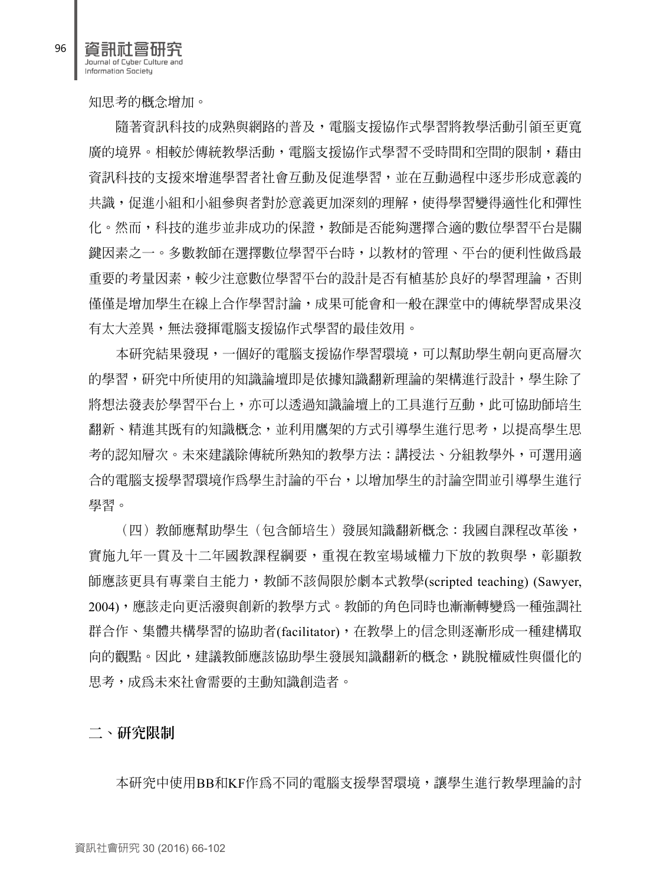知思考的概念增加。

隨著資訊科技的成熟與網路的普及，電腦支援協作式學習將教學活動引領至更寬廣的境界。相較於傳統教學活動，電腦支援協作式學習不受時間和空間的限制，藉由資訊科技的支援來增進學習者社會互動及促進學習，並在互動過程中逐步形成意義的共識，促進小組和小組參與者對於意義更加深刻的理解，使得學習變得適性化和彈性化。然而，科技的進步並非成功的保證，教師是否能夠選擇合適的數位學習平台是關鍵因素之一。多數教師在選擇數位學習平台時，以教材的管理、平台的便利性做爲最重要的考量因素，較少注意數位學習平台的設計是否有植基於良好的學習理論，否則僅僅是增加學生在線上合作學習討論，成果可能會和一般在課堂中的傳統學習成果沒有太大差異，無法發揮電腦支援協作式學習的最佳效用。

本研究結果發現，一個好的電腦支援協作學習環境，可以幫助學生朝向更高層次的學習，研究中所使用的知識論壇即是依據知識翻新理論的架構進行設計，學生除了將想法發表於學習平台上，亦可以透過知識論壇上的工具進行互動，此可協助師培生翻新、精進其既有的知識概念，並利用鷹架的方式引導學生進行思考，以提高學生思考的認知層次。未來建議除傳統所熟知的教學方法：講授法、分組教學外，可選用適合的電腦支援學習環境作爲學生討論的平台，以增加學生的討論空間並引導學生進行學習。

（四）教師應幫助學生（包含師培生）發展知識翻新概念：我國自課程改革後，實施九年一貫及十二年國教課程綱要，重視在教室場域權力下放的教與學，彰顯教師應該更具有專業自主能力，教師不該侷限於劇本式教學(scripted teaching) (Sawyer, 2004)，應該走向更活潑與創新的教學方式。教師的角色同時也漸漸轉變爲一種強調社群合作、集體共構學習的協助者(facilitator)，在教學上的信念則逐漸形成一種建構取向的觀點。因此，建議教師應該協助學生發展知識翻新的概念，跳脫權威性與僵化的思考，成爲未來社會需要的主動知識創造者。

## 二、研究限制

本研究中使用BB和KF作爲不同的電腦支援學習環境，讓學生進行教學理論的討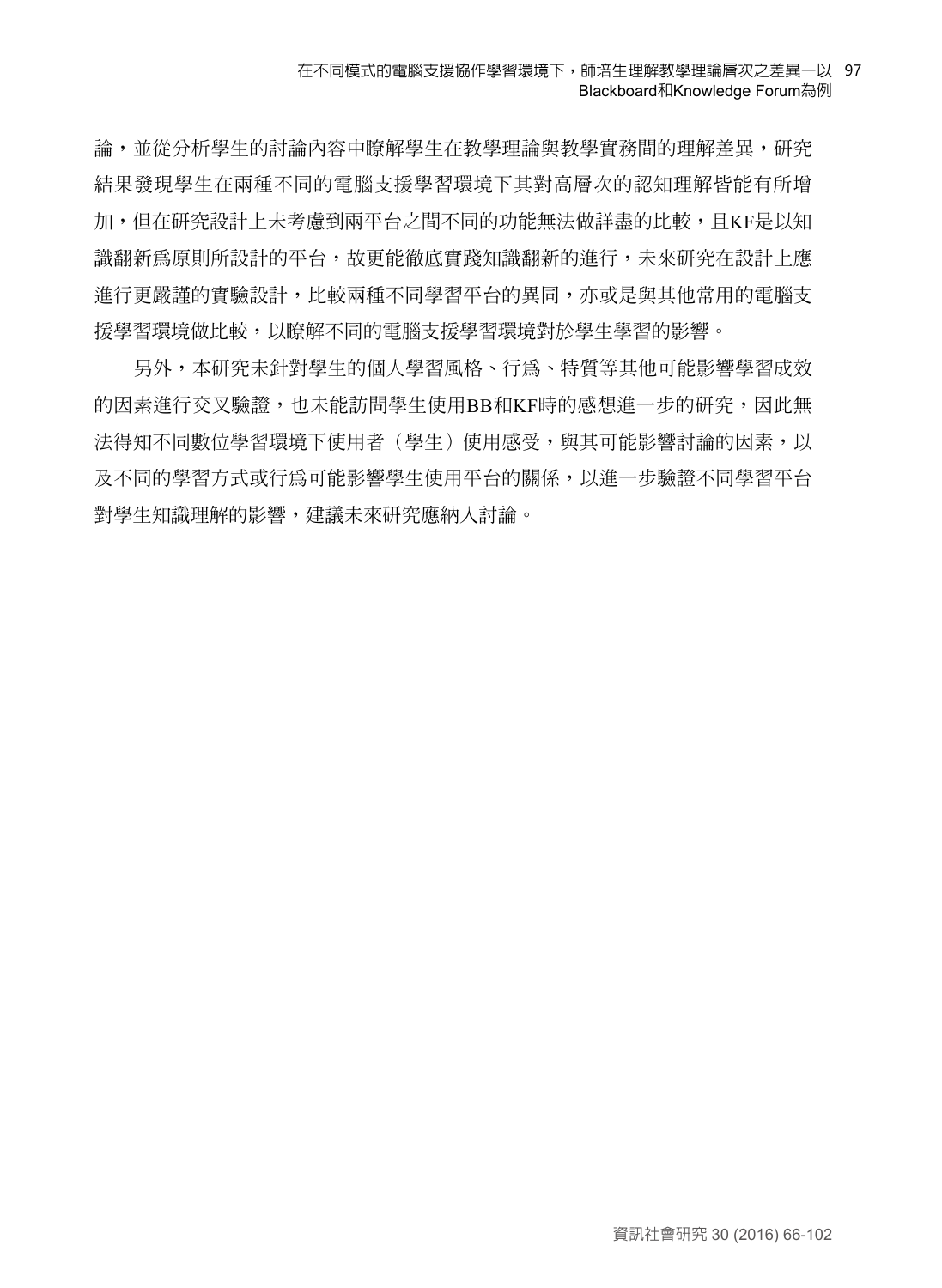論，並從分析學生的討論內容中瞭解學生在教學理論與教學實務間的理解差異，研究結果發現學生在兩種不同的電腦支援學習環境下其對高層次的認知理解皆能有所增加，但在研究設計上未考慮到兩平台之間不同的功能無法做詳盡的比較，且KF是以知識翻新爲原則所設計的平台，故更能徹底實踐知識翻新的進行，未來研究在設計上應進行更嚴謹的實驗設計，比較兩種不同學習平台的異同，亦或是與其他常用的電腦支援學習環境做比較，以瞭解不同的電腦支援學習環境對於學生學習的影響。

另外，本研究未針對學生的個人學習風格、行爲、特質等其他可能影響學習成效的因素進行交叉驗證，也未能訪問學生使用BB和KF時的感想進一步的研究，因此無法得知不同數位學習環境下使用者（學生）使用感受，與其可能影響討論的因素，以及不同的學習方式或行爲可能影響學生使用平台的關係，以進一步驗證不同學習平台對學生知識理解的影響，建議未來研究應納入討論。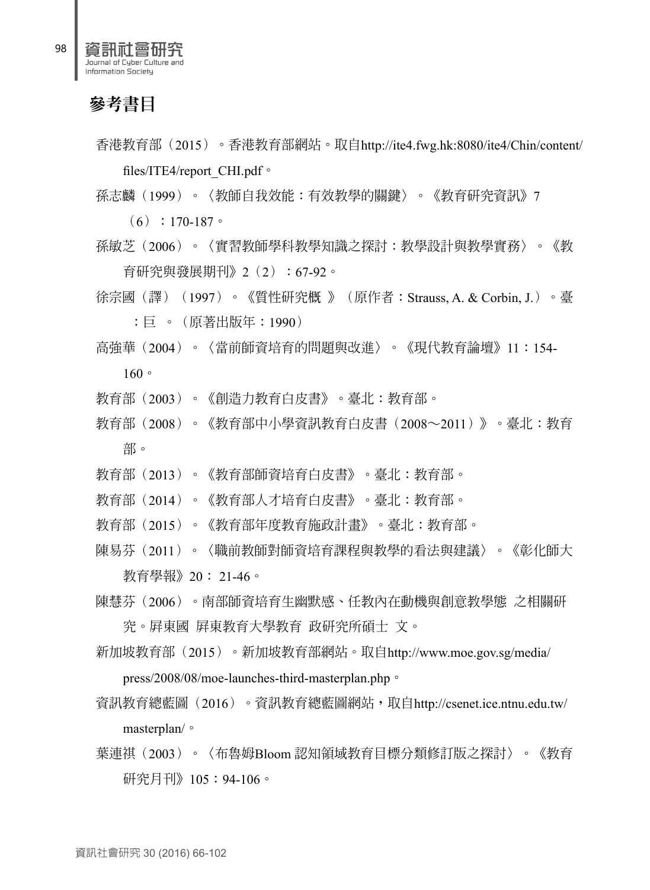## 參考書目

香港教育部（2015）。香港教育部網站。取自http://ite4.fwg.hk:8080/ite4/Chin/content/files/ITE4/report_CHI.pdf。

孫志麟（1999）。〈教師自我效能：有效教學的關鍵〉。《教育研究資訊》7（6）：170-187。

孫敏芝（2006）。〈實習教師學科教學知識之探討：教學設計與教學實務〉。《教育研究與發展期刊》2（2）：67-92。

徐宗國（譯）（1997）。《質性研究概 》（原作者：Strauss, A. & Corbin, J.）。臺 ：巨 。（原著出版年：1990）

高強華（2004）。〈當前師資培育的問題與改進〉。《現代教育論壇》11：154-160。

教育部（2003）。《創造力教育白皮書》。臺北：教育部。

教育部（2008）。《教育部中小學資訊教育白皮書（2008～2011）》。臺北：教育部。

教育部（2013）。《教育部師資培育白皮書》。臺北：教育部。

教育部（2014）。《教育部人才培育白皮書》。臺北：教育部。

教育部（2015）。《教育部年度教育施政計畫》。臺北：教育部。

陳易芬（2011）。〈職前教師對師資培育課程與教學的看法與建議〉。《彰化師大教育學報》20： 21-46。

陳慧芬（2006）。南部師資培育生幽默感、任教內在動機與創意教學態 之相關研究。屏東國 屏東教育大學教育 政研究所碩士 文。

新加坡教育部（2015）。新加坡教育部網站。取自http://www.moe.gov.sg/media/press/2008/08/moe-launches-third-masterplan.php。

資訊教育總藍圖（2016）。資訊教育總藍圖網站，取自http://csenet.ice.ntnu.edu.tw/masterplan/。

葉連祺（2003）。〈布魯姆Bloom 認知領域教育目標分類修訂版之探討〉。《教育研究月刊》105：94-106。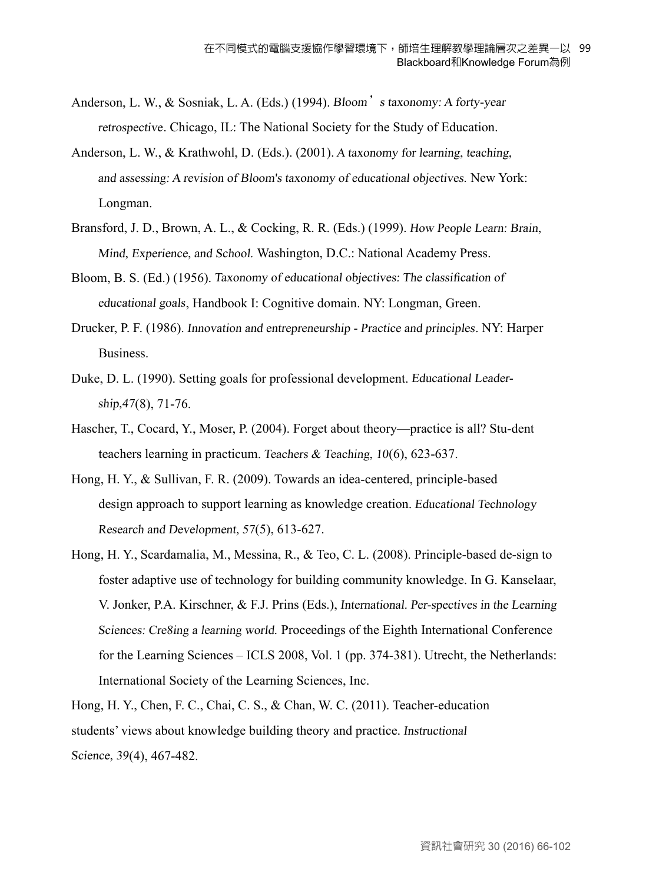Anderson, L. W., & Sosniak, L. A. (Eds.) (1994). *Bloom's taxonomy: A forty-year retrospective*. Chicago, IL: The National Society for the Study of Education.

Anderson, L. W., & Krathwohl, D. (Eds.). (2001). *A taxonomy for learning, teaching, and assessing: A revision of Bloom's taxonomy of educational objectives.* New York: Longman.

Bransford, J. D., Brown, A. L., & Cocking, R. R. (Eds.) (1999). *How People Learn: Brain, Mind, Experience, and School.* Washington, D.C.: National Academy Press.

Bloom, B. S. (Ed.) (1956). *Taxonomy of educational objectives: The classification of educational goals*, Handbook I: Cognitive domain. NY: Longman, Green.

Drucker, P. F. (1986). *Innovation and entrepreneurship - Practice and principles*. NY: Harper Business.

Duke, D. L. (1990). Setting goals for professional development. *Educational Leadership*,*47*(8), 71-76.

Hascher, T., Cocard, Y., Moser, P. (2004). Forget about theory—practice is all? Stu-dent teachers learning in practicum. *Teachers & Teaching, 10*(6), 623-637.

Hong, H. Y., & Sullivan, F. R. (2009). Towards an idea-centered, principle-based design approach to support learning as knowledge creation. *Educational Technology Research and Development, 57*(5), 613-627.

Hong, H. Y., Scardamalia, M., Messina, R., & Teo, C. L. (2008). Principle-based de-sign to foster adaptive use of technology for building community knowledge. In G. Kanselaar, V. Jonker, P.A. Kirschner, & F.J. Prins (Eds.), *International. Per-spectives in the Learning Sciences: Cre8ing a learning world.* Proceedings of the Eighth International Conference for the Learning Sciences – ICLS 2008, Vol. 1 (pp. 374-381). Utrecht, the Netherlands: International Society of the Learning Sciences, Inc.

Hong, H. Y., Chen, F. C., Chai, C. S., & Chan, W. C. (2011). Teacher-education students' views about knowledge building theory and practice. *Instructional Science, 39*(4), 467-482.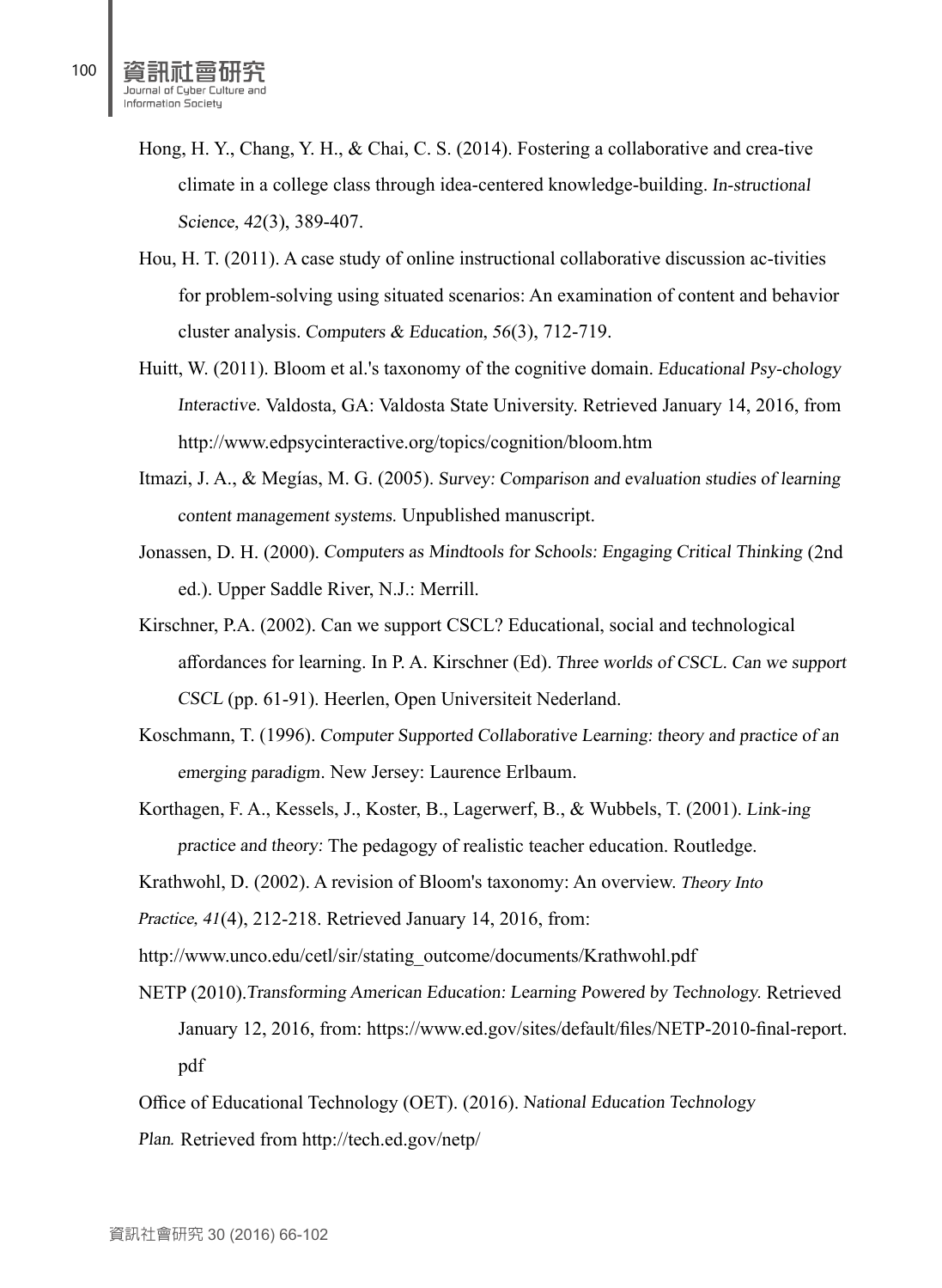Hong, H. Y., Chang, Y. H., & Chai, C. S. (2014). Fostering a collaborative and crea-tive climate in a college class through idea-centered knowledge-building. *In-structional Science*, *42*(3), 389-407.

Hou, H. T. (2011). A case study of online instructional collaborative discussion ac-tivities for problem-solving using situated scenarios: An examination of content and behavior cluster analysis. *Computers & Education*, *56*(3), 712-719.

Huitt, W. (2011). Bloom et al.'s taxonomy of the cognitive domain. *Educational Psy-chology Interactive*. Valdosta, GA: Valdosta State University. Retrieved January 14, 2016, from http://www.edpsycinteractive.org/topics/cognition/bloom.htm

Itmazi, J. A., & Megías, M. G. (2005). *Survey: Comparison and evaluation studies of learning content management systems*. Unpublished manuscript.

Jonassen, D. H. (2000). *Computers as Mindtools for Schools: Engaging Critical Thinking* (2nd ed.). Upper Saddle River, N.J.: Merrill.

Kirschner, P.A. (2002). Can we support CSCL? Educational, social and technological affordances for learning. In P. A. Kirschner (Ed). *Three worlds of CSCL. Can we support CSCL* (pp. 61-91). Heerlen, Open Universiteit Nederland.

Koschmann, T. (1996). *Computer Supported Collaborative Learning: theory and practice of an emerging paradigm*. New Jersey: Laurence Erlbaum.

Korthagen, F. A., Kessels, J., Koster, B., Lagerwerf, B., & Wubbels, T. (2001). *Link-ing practice and theory*: The pedagogy of realistic teacher education. Routledge.

Krathwohl, D. (2002). A revision of Bloom's taxonomy: An overview. *Theory Into Practice, 41*(4), 212-218. Retrieved January 14, 2016, from: http://www.unco.edu/cetl/sir/stating_outcome/documents/Krathwohl.pdf

NETP (2010).*Transforming American Education: Learning Powered by Technology.* Retrieved January 12, 2016, from: https://www.ed.gov/sites/default/files/NETP-2010-final-report.pdf

Office of Educational Technology (OET). (2016). *National Education Technology Plan.* Retrieved from http://tech.ed.gov/netp/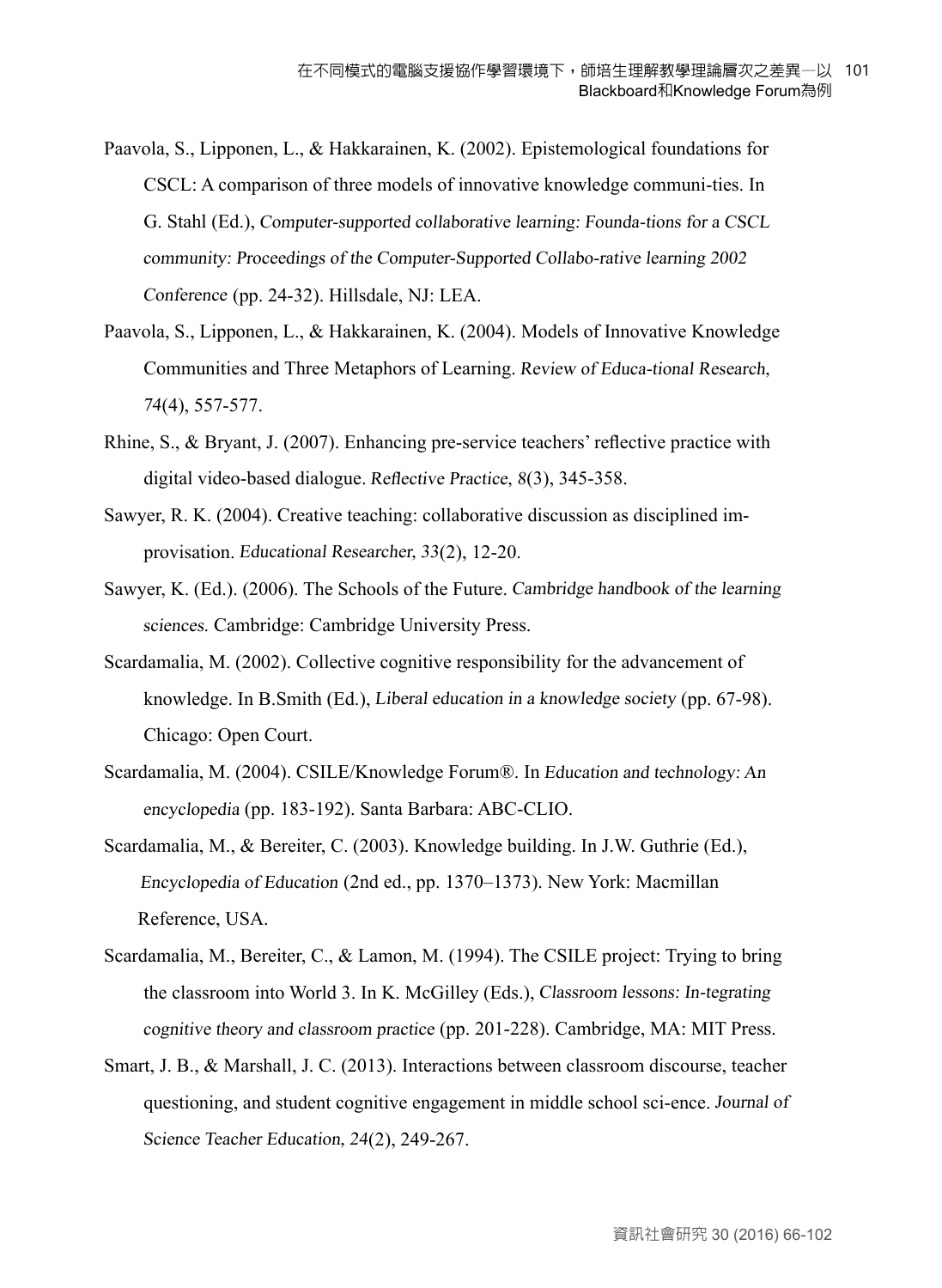Paavola, S., Lipponen, L., & Hakkarainen, K. (2002). Epistemological foundations for CSCL: A comparison of three models of innovative knowledge communi-ties. In G. Stahl (Ed.), *Computer-supported collaborative learning: Founda-tions for a CSCL community: Proceedings of the Computer-Supported Collabo-rative learning 2002 Conference* (pp. 24-32). Hillsdale, NJ: LEA.

Paavola, S., Lipponen, L., & Hakkarainen, K. (2004). Models of Innovative Knowledge Communities and Three Metaphors of Learning. *Review of Educa-tional Research, 74*(4), 557-577.

Rhine, S., & Bryant, J. (2007). Enhancing pre-service teachers' reflective practice with digital video-based dialogue. *Reflective Practice, 8*(3), 345-358.

Sawyer, R. K. (2004). Creative teaching: collaborative discussion as disciplined im-provisation. *Educational Researcher, 33*(2), 12-20.

Sawyer, K. (Ed.). (2006). The Schools of the Future. *Cambridge handbook of the learning sciences.* Cambridge: Cambridge University Press.

Scardamalia, M. (2002). Collective cognitive responsibility for the advancement of knowledge. In B.Smith (Ed.), *Liberal education in a knowledge society* (pp. 67-98). Chicago: Open Court.

Scardamalia, M. (2004). CSILE/Knowledge Forum®. In *Education and technology: An encyclopedia* (pp. 183-192). Santa Barbara: ABC-CLIO.

Scardamalia, M., & Bereiter, C. (2003). Knowledge building. In J.W. Guthrie (Ed.), *Encyclopedia of Education* (2nd ed., pp. 1370–1373). New York: Macmillan Reference, USA.

Scardamalia, M., Bereiter, C., & Lamon, M. (1994). The CSILE project: Trying to bring the classroom into World 3. In K. McGilley (Eds.), *Classroom lessons: In-tegrating cognitive theory and classroom practice* (pp. 201-228). Cambridge, MA: MIT Press.

Smart, J. B., & Marshall, J. C. (2013). Interactions between classroom discourse, teacher questioning, and student cognitive engagement in middle school sci-ence. *Journal of Science Teacher Education, 24*(2), 249-267.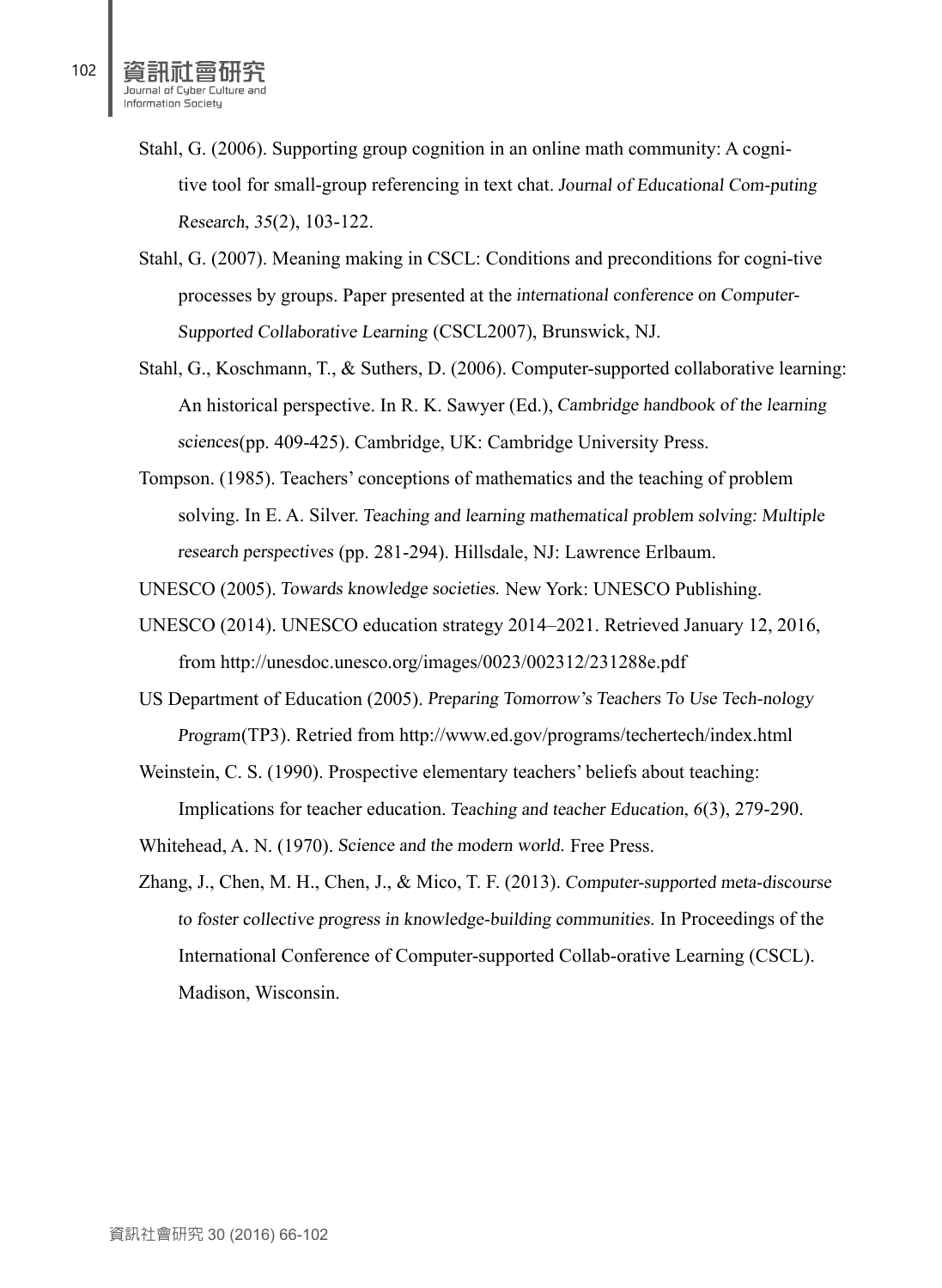Stahl, G. (2006). Supporting group cognition in an online math community: A cognitive tool for small-group referencing in text chat. *Journal of Educational Com-puting Research, 35*(2), 103-122.

Stahl, G. (2007). Meaning making in CSCL: Conditions and preconditions for cogni-tive processes by groups. Paper presented at the *international conference on Computer-Supported Collaborative Learning* (CSCL2007), Brunswick, NJ.

Stahl, G., Koschmann, T., & Suthers, D. (2006). Computer-supported collaborative learning: An historical perspective. In R. K. Sawyer (Ed.), *Cambridge handbook of the learning sciences*(pp. 409-425). Cambridge, UK: Cambridge University Press.

Tompson. (1985). Teachers' conceptions of mathematics and the teaching of problem solving. In E. A. Silver. *Teaching and learning mathematical problem solving: Multiple research perspectives* (pp. 281-294). Hillsdale, NJ: Lawrence Erlbaum.

UNESCO (2005). *Towards knowledge societies.* New York: UNESCO Publishing.

UNESCO (2014). UNESCO education strategy 2014–2021. Retrieved January 12, 2016, from http://unesdoc.unesco.org/images/0023/002312/231288e.pdf

US Department of Education (2005). *Preparing Tomorrow's Teachers To Use Tech-nology Program*(TP3). Retried from http://www.ed.gov/programs/techertech/index.html

Weinstein, C. S. (1990). Prospective elementary teachers' beliefs about teaching: Implications for teacher education. *Teaching and teacher Education, 6*(3), 279-290.

Whitehead, A. N. (1970). *Science and the modern world.* Free Press.

Zhang, J., Chen, M. H., Chen, J., & Mico, T. F. (2013). *Computer-supported meta-discourse to foster collective progress in knowledge-building communities.* In Proceedings of the International Conference of Computer-supported Collab-orative Learning (CSCL). Madison, Wisconsin.